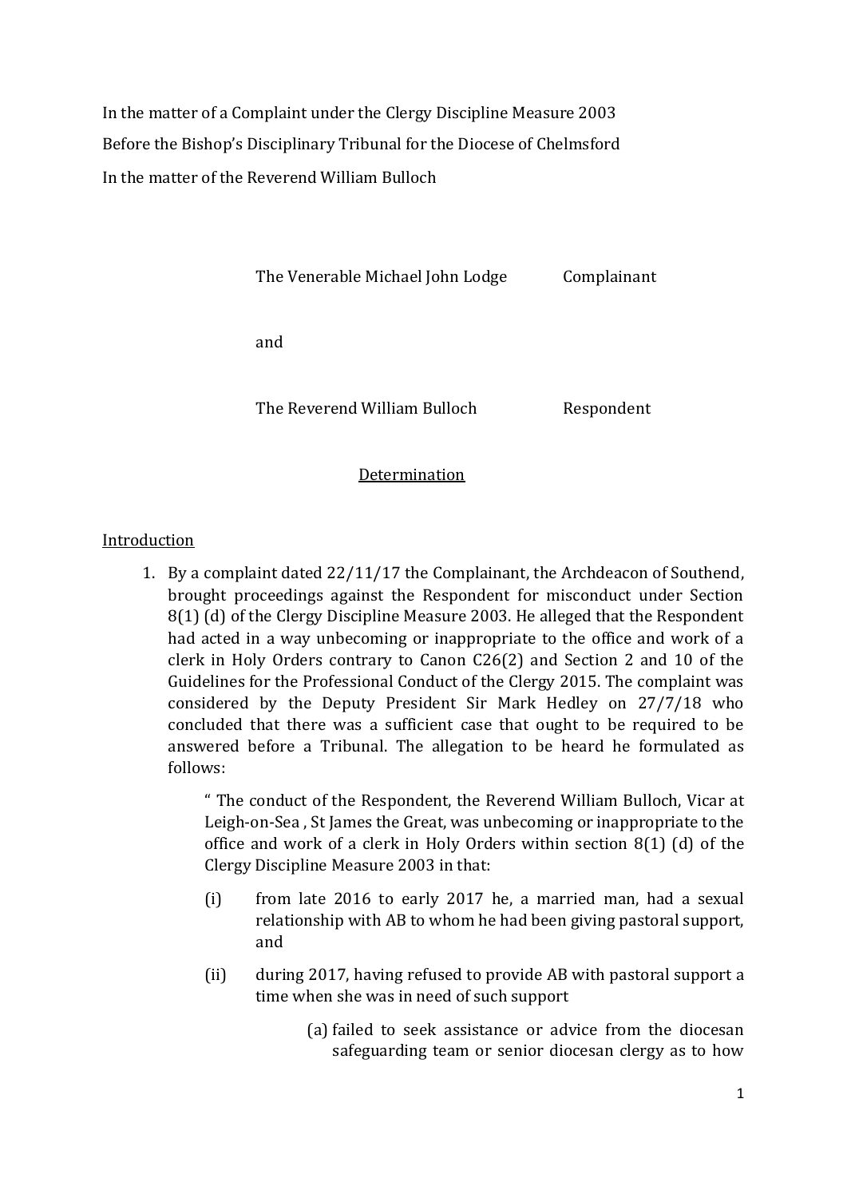In the matter of a Complaint under the Clergy Discipline Measure 2003

Before the Bishop's Disciplinary Tribunal for the Diocese of Chelmsford

In the matter of the Reverend William Bulloch

| | |
|---|---|
| The Venerable Michael John Lodge | Complainant |
| and | |
| The Reverend William Bulloch | Respondent |

## Determination

### Introduction

1. By a complaint dated 22/11/17 the Complainant, the Archdeacon of Southend, brought proceedings against the Respondent for misconduct under Section 8(1) (d) of the Clergy Discipline Measure 2003. He alleged that the Respondent had acted in a way unbecoming or inappropriate to the office and work of a clerk in Holy Orders contrary to Canon C26(2) and Section 2 and 10 of the Guidelines for the Professional Conduct of the Clergy 2015. The complaint was considered by the Deputy President Sir Mark Hedley on 27/7/18 who concluded that there was a sufficient case that ought to be required to be answered before a Tribunal. The allegation to be heard he formulated as follows:

   " The conduct of the Respondent, the Reverend William Bulloch, Vicar at Leigh-on-Sea , St James the Great, was unbecoming or inappropriate to the office and work of a clerk in Holy Orders within section 8(1) (d) of the Clergy Discipline Measure 2003 in that:

   (i) from late 2016 to early 2017 he, a married man, had a sexual relationship with AB to whom he had been giving pastoral support, and

   (ii) during 2017, having refused to provide AB with pastoral support a time when she was in need of such support

      (a) failed to seek assistance or advice from the diocesan safeguarding team or senior diocesan clergy as to how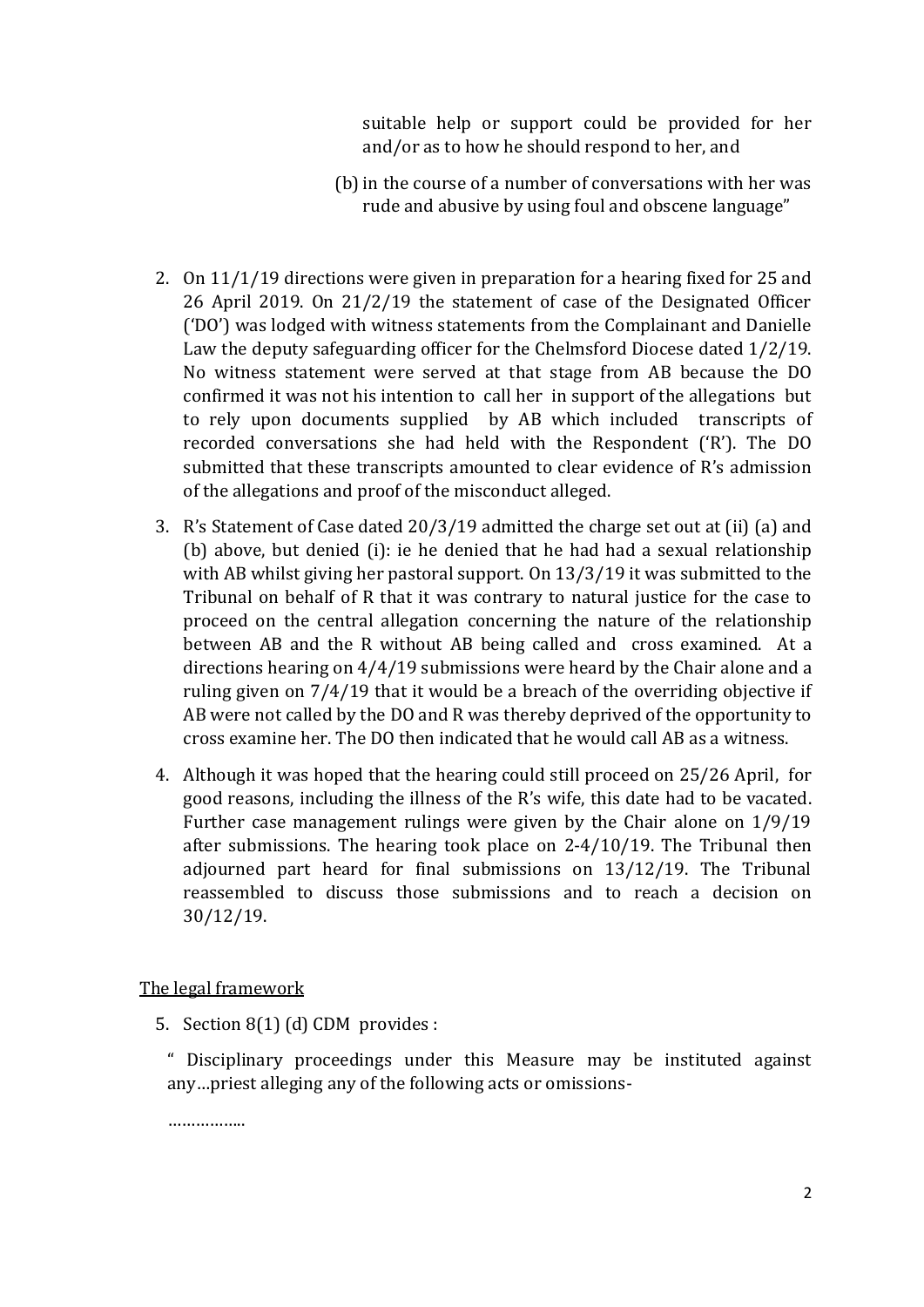suitable help or support could be provided for her and/or as to how he should respond to her, and

(b) in the course of a number of conversations with her was rude and abusive by using foul and obscene language"

2. On 11/1/19 directions were given in preparation for a hearing fixed for 25 and 26 April 2019. On 21/2/19 the statement of case of the Designated Officer ('DO') was lodged with witness statements from the Complainant and Danielle Law the deputy safeguarding officer for the Chelmsford Diocese dated 1/2/19. No witness statement were served at that stage from AB because the DO confirmed it was not his intention to call her in support of the allegations but to rely upon documents supplied by AB which included transcripts of recorded conversations she had held with the Respondent ('R'). The DO submitted that these transcripts amounted to clear evidence of R's admission of the allegations and proof of the misconduct alleged.

3. R's Statement of Case dated 20/3/19 admitted the charge set out at (ii) (a) and (b) above, but denied (i): ie he denied that he had had a sexual relationship with AB whilst giving her pastoral support. On 13/3/19 it was submitted to the Tribunal on behalf of R that it was contrary to natural justice for the case to proceed on the central allegation concerning the nature of the relationship between AB and the R without AB being called and cross examined. At a directions hearing on 4/4/19 submissions were heard by the Chair alone and a ruling given on 7/4/19 that it would be a breach of the overriding objective if AB were not called by the DO and R was thereby deprived of the opportunity to cross examine her. The DO then indicated that he would call AB as a witness.

4. Although it was hoped that the hearing could still proceed on 25/26 April, for good reasons, including the illness of the R's wife, this date had to be vacated. Further case management rulings were given by the Chair alone on 1/9/19 after submissions. The hearing took place on 2-4/10/19. The Tribunal then adjourned part heard for final submissions on 13/12/19. The Tribunal reassembled to discuss those submissions and to reach a decision on 30/12/19.

## The legal framework

5. Section 8(1) (d) CDM provides :

" Disciplinary proceedings under this Measure may be instituted against any…priest alleging any of the following acts or omissions-

……………..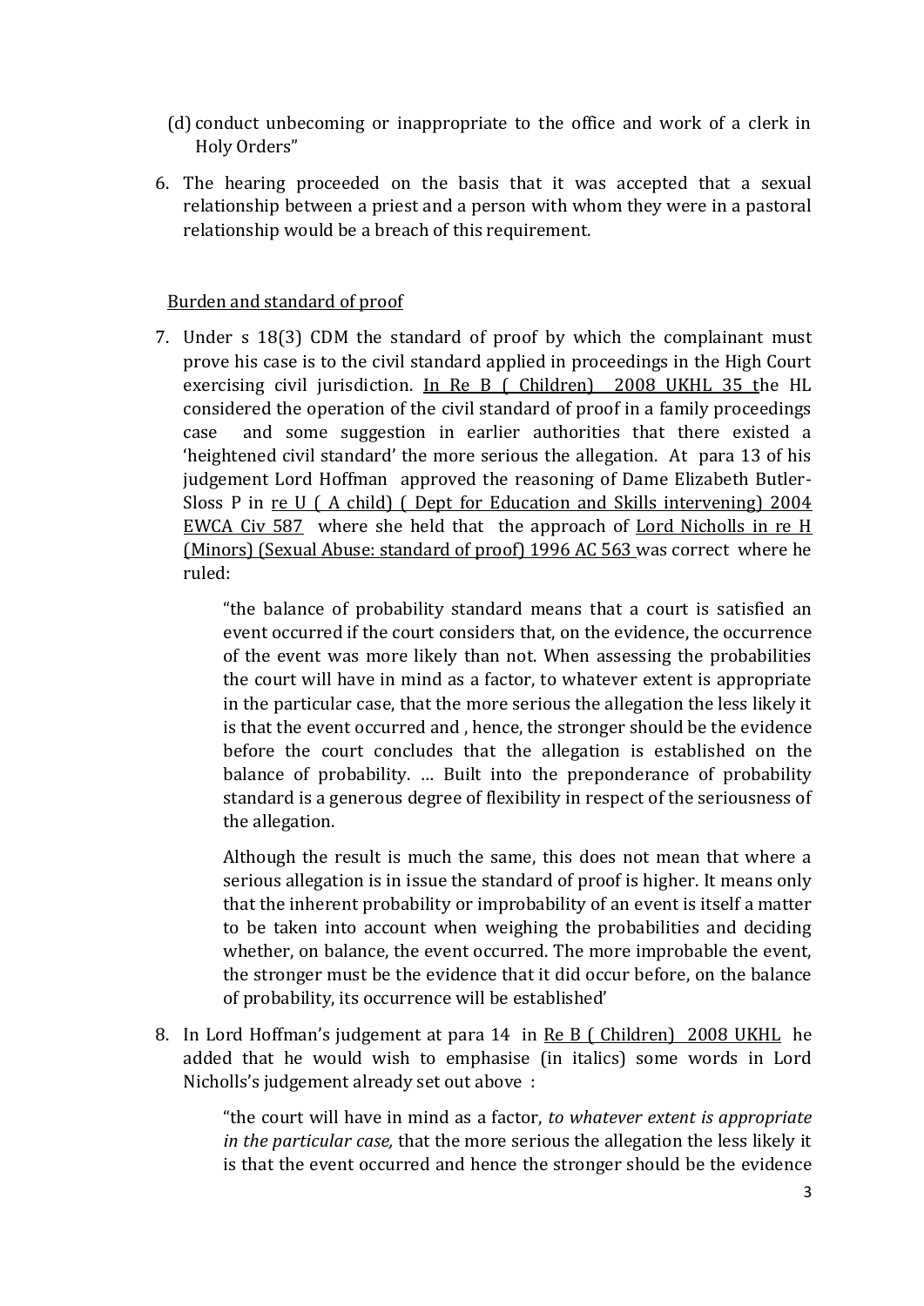(d) conduct unbecoming or inappropriate to the office and work of a clerk in Holy Orders"

6. The hearing proceeded on the basis that it was accepted that a sexual relationship between a priest and a person with whom they were in a pastoral relationship would be a breach of this requirement.

Burden and standard of proof

7. Under s 18(3) CDM the standard of proof by which the complainant must prove his case is to the civil standard applied in proceedings in the High Court exercising civil jurisdiction. In Re B ( Children) 2008 UKHL 35 the HL considered the operation of the civil standard of proof in a family proceedings case and some suggestion in earlier authorities that there existed a 'heightened civil standard' the more serious the allegation. At para 13 of his judgement Lord Hoffman approved the reasoning of Dame Elizabeth Butler-Sloss P in re U ( A child) ( Dept for Education and Skills intervening) 2004 EWCA Civ 587 where she held that the approach of Lord Nicholls in re H (Minors) (Sexual Abuse: standard of proof) 1996 AC 563 was correct where he ruled:

   "the balance of probability standard means that a court is satisfied an event occurred if the court considers that, on the evidence, the occurrence of the event was more likely than not. When assessing the probabilities the court will have in mind as a factor, to whatever extent is appropriate in the particular case, that the more serious the allegation the less likely it is that the event occurred and , hence, the stronger should be the evidence before the court concludes that the allegation is established on the balance of probability. … Built into the preponderance of probability standard is a generous degree of flexibility in respect of the seriousness of the allegation.

   Although the result is much the same, this does not mean that where a serious allegation is in issue the standard of proof is higher. It means only that the inherent probability or improbability of an event is itself a matter to be taken into account when weighing the probabilities and deciding whether, on balance, the event occurred. The more improbable the event, the stronger must be the evidence that it did occur before, on the balance of probability, its occurrence will be established'

8. In Lord Hoffman's judgement at para 14 in Re B ( Children) 2008 UKHL he added that he would wish to emphasise (in italics) some words in Lord Nicholls's judgement already set out above :

   "the court will have in mind as a factor, *to whatever extent is appropriate in the particular case,* that the more serious the allegation the less likely it is that the event occurred and hence the stronger should be the evidence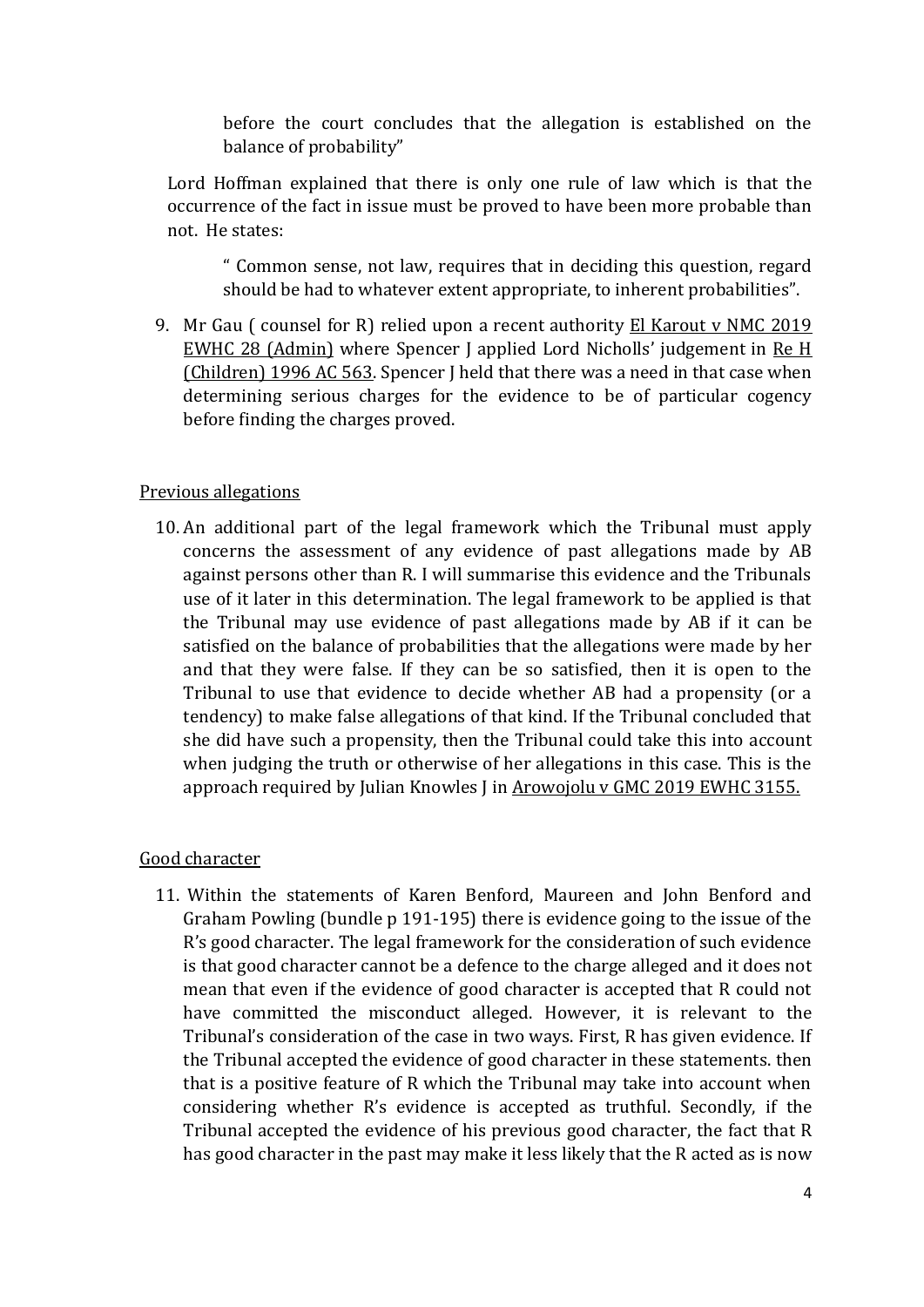> before the court concludes that the allegation is established on the balance of probability"

Lord Hoffman explained that there is only one rule of law which is that the occurrence of the fact in issue must be proved to have been more probable than not. He states:

> " Common sense, not law, requires that in deciding this question, regard should be had to whatever extent appropriate, to inherent probabilities".

9. Mr Gau ( counsel for R) relied upon a recent authority <u>El Karout v NMC 2019 EWHC 28 (Admin)</u> where Spencer J applied Lord Nicholls' judgement in <u>Re H (Children) 1996 AC 563</u>. Spencer J held that there was a need in that case when determining serious charges for the evidence to be of particular cogency before finding the charges proved.

<u>Previous allegations</u>

10. An additional part of the legal framework which the Tribunal must apply concerns the assessment of any evidence of past allegations made by AB against persons other than R. I will summarise this evidence and the Tribunals use of it later in this determination. The legal framework to be applied is that the Tribunal may use evidence of past allegations made by AB if it can be satisfied on the balance of probabilities that the allegations were made by her and that they were false. If they can be so satisfied, then it is open to the Tribunal to use that evidence to decide whether AB had a propensity (or a tendency) to make false allegations of that kind. If the Tribunal concluded that she did have such a propensity, then the Tribunal could take this into account when judging the truth or otherwise of her allegations in this case. This is the approach required by Julian Knowles J in <u>Arowojolu v GMC 2019 EWHC 3155.</u>

<u>Good character</u>

11. Within the statements of Karen Benford, Maureen and John Benford and Graham Powling (bundle p 191-195) there is evidence going to the issue of the R's good character. The legal framework for the consideration of such evidence is that good character cannot be a defence to the charge alleged and it does not mean that even if the evidence of good character is accepted that R could not have committed the misconduct alleged. However, it is relevant to the Tribunal's consideration of the case in two ways. First, R has given evidence. If the Tribunal accepted the evidence of good character in these statements. then that is a positive feature of R which the Tribunal may take into account when considering whether R's evidence is accepted as truthful. Secondly, if the Tribunal accepted the evidence of his previous good character, the fact that R has good character in the past may make it less likely that the R acted as is now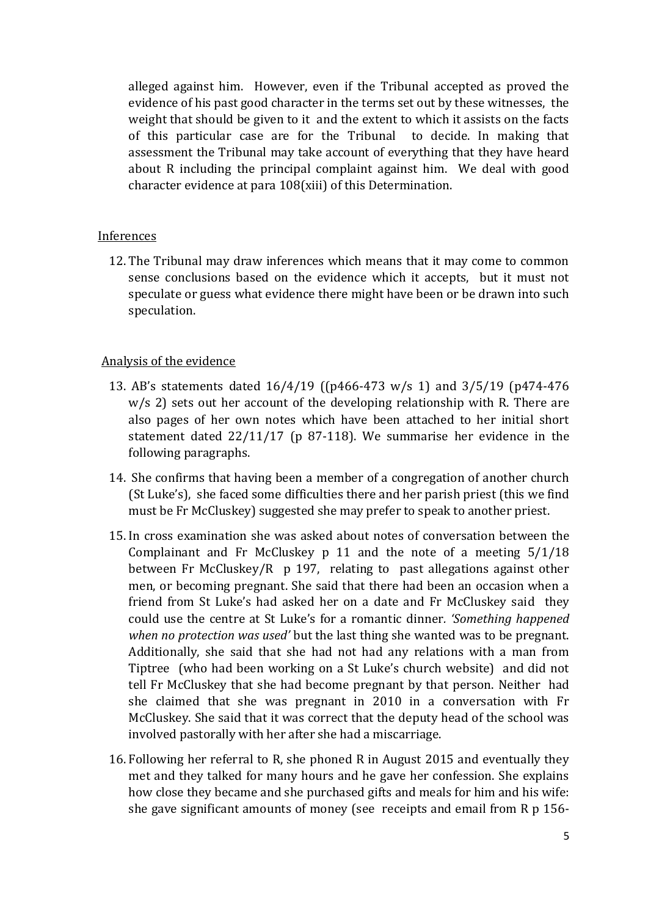alleged against him. However, even if the Tribunal accepted as proved the evidence of his past good character in the terms set out by these witnesses, the weight that should be given to it and the extent to which it assists on the facts of this particular case are for the Tribunal to decide. In making that assessment the Tribunal may take account of everything that they have heard about R including the principal complaint against him. We deal with good character evidence at para 108(xiii) of this Determination.

Inferences

12. The Tribunal may draw inferences which means that it may come to common sense conclusions based on the evidence which it accepts, but it must not speculate or guess what evidence there might have been or be drawn into such speculation.

Analysis of the evidence

13. AB's statements dated 16/4/19 ((p466-473 w/s 1) and 3/5/19 (p474-476 w/s 2) sets out her account of the developing relationship with R. There are also pages of her own notes which have been attached to her initial short statement dated 22/11/17 (p 87-118). We summarise her evidence in the following paragraphs.

14. She confirms that having been a member of a congregation of another church (St Luke's), she faced some difficulties there and her parish priest (this we find must be Fr McCluskey) suggested she may prefer to speak to another priest.

15. In cross examination she was asked about notes of conversation between the Complainant and Fr McCluskey p 11 and the note of a meeting 5/1/18 between Fr McCluskey/R p 197, relating to past allegations against other men, or becoming pregnant. She said that there had been an occasion when a friend from St Luke's had asked her on a date and Fr McCluskey said they could use the centre at St Luke's for a romantic dinner. *'Something happened when no protection was used'* but the last thing she wanted was to be pregnant. Additionally, she said that she had not had any relations with a man from Tiptree (who had been working on a St Luke's church website) and did not tell Fr McCluskey that she had become pregnant by that person. Neither had she claimed that she was pregnant in 2010 in a conversation with Fr McCluskey. She said that it was correct that the deputy head of the school was involved pastorally with her after she had a miscarriage.

16. Following her referral to R, she phoned R in August 2015 and eventually they met and they talked for many hours and he gave her confession. She explains how close they became and she purchased gifts and meals for him and his wife: she gave significant amounts of money (see receipts and email from R p 156-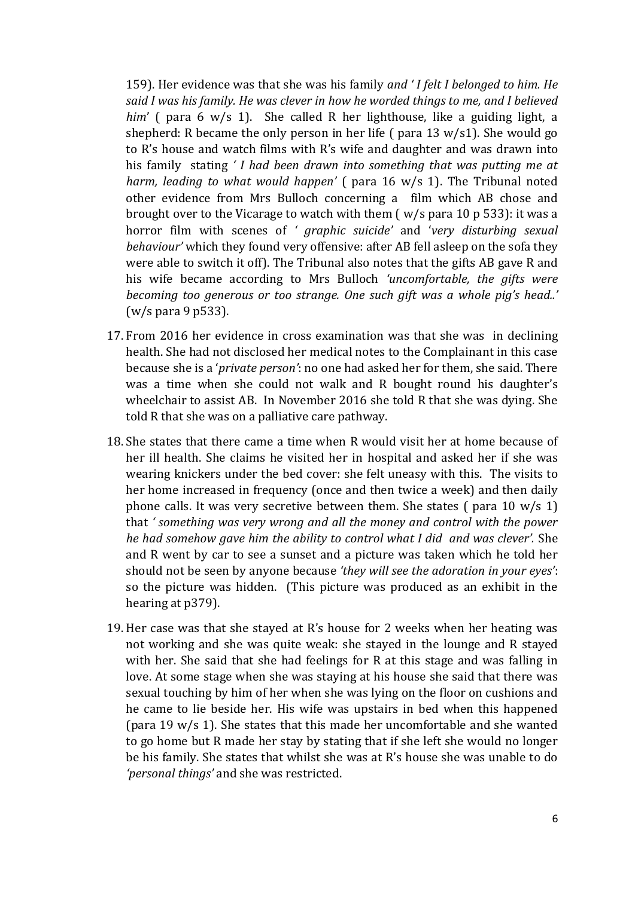159). Her evidence was that she was his family *and ' I felt I belonged to him. He said I was his family. He was clever in how he worded things to me, and I believed him*' ( para 6 w/s 1). She called R her lighthouse, like a guiding light, a shepherd: R became the only person in her life ( para 13 w/s1). She would go to R's house and watch films with R's wife and daughter and was drawn into his family stating *' I had been drawn into something that was putting me at harm, leading to what would happen'* ( para 16 w/s 1). The Tribunal noted other evidence from Mrs Bulloch concerning a film which AB chose and brought over to the Vicarage to watch with them ( w/s para 10 p 533): it was a horror film with scenes of *' graphic suicide'* and '*very disturbing sexual behaviour'* which they found very offensive: after AB fell asleep on the sofa they were able to switch it off). The Tribunal also notes that the gifts AB gave R and his wife became according to Mrs Bulloch *'uncomfortable, the gifts were becoming too generous or too strange. One such gift was a whole pig's head..'* (w/s para 9 p533).

17. From 2016 her evidence in cross examination was that she was in declining health. She had not disclosed her medical notes to the Complainant in this case because she is a '*private person'*: no one had asked her for them, she said. There was a time when she could not walk and R bought round his daughter's wheelchair to assist AB. In November 2016 she told R that she was dying. She told R that she was on a palliative care pathway.

18. She states that there came a time when R would visit her at home because of her ill health. She claims he visited her in hospital and asked her if she was wearing knickers under the bed cover: she felt uneasy with this. The visits to her home increased in frequency (once and then twice a week) and then daily phone calls. It was very secretive between them. She states ( para 10 w/s 1) that *' something was very wrong and all the money and control with the power he had somehow gave him the ability to control what I did and was clever'.* She and R went by car to see a sunset and a picture was taken which he told her should not be seen by anyone because *'they will see the adoration in your eyes'*: so the picture was hidden. (This picture was produced as an exhibit in the hearing at p379).

19. Her case was that she stayed at R's house for 2 weeks when her heating was not working and she was quite weak: she stayed in the lounge and R stayed with her. She said that she had feelings for R at this stage and was falling in love. At some stage when she was staying at his house she said that there was sexual touching by him of her when she was lying on the floor on cushions and he came to lie beside her. His wife was upstairs in bed when this happened (para 19 w/s 1). She states that this made her uncomfortable and she wanted to go home but R made her stay by stating that if she left she would no longer be his family. She states that whilst she was at R's house she was unable to do *'personal things'* and she was restricted.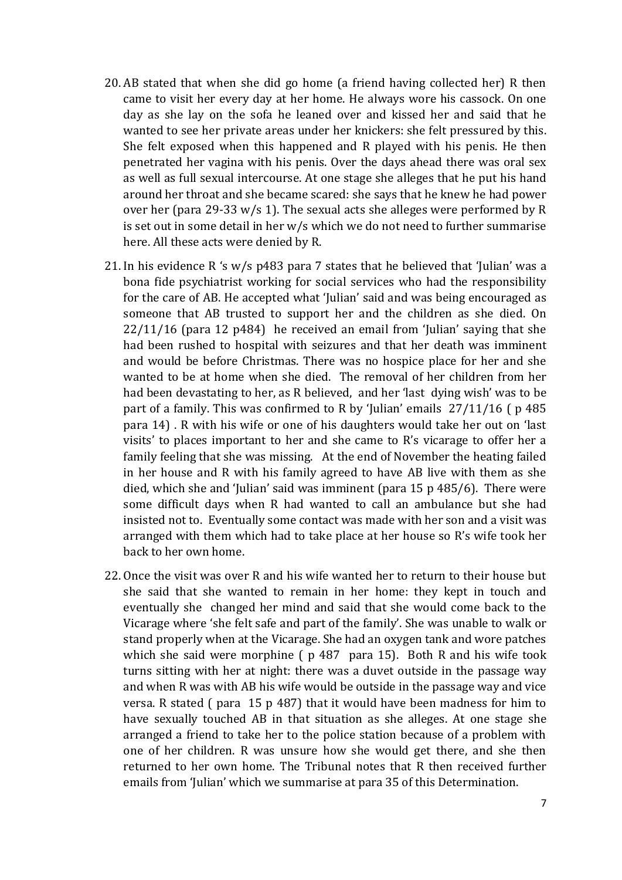20. AB stated that when she did go home (a friend having collected her) R then came to visit her every day at her home. He always wore his cassock. On one day as she lay on the sofa he leaned over and kissed her and said that he wanted to see her private areas under her knickers: she felt pressured by this. She felt exposed when this happened and R played with his penis. He then penetrated her vagina with his penis. Over the days ahead there was oral sex as well as full sexual intercourse. At one stage she alleges that he put his hand around her throat and she became scared: she says that he knew he had power over her (para 29-33 w/s 1). The sexual acts she alleges were performed by R is set out in some detail in her w/s which we do not need to further summarise here. All these acts were denied by R.

21. In his evidence R 's w/s p483 para 7 states that he believed that 'Julian' was a bona fide psychiatrist working for social services who had the responsibility for the care of AB. He accepted what 'Julian' said and was being encouraged as someone that AB trusted to support her and the children as she died. On 22/11/16 (para 12 p484) he received an email from 'Julian' saying that she had been rushed to hospital with seizures and that her death was imminent and would be before Christmas. There was no hospice place for her and she wanted to be at home when she died. The removal of her children from her had been devastating to her, as R believed, and her 'last dying wish' was to be part of a family. This was confirmed to R by 'Julian' emails 27/11/16 ( p 485 para 14) . R with his wife or one of his daughters would take her out on 'last visits' to places important to her and she came to R's vicarage to offer her a family feeling that she was missing. At the end of November the heating failed in her house and R with his family agreed to have AB live with them as she died, which she and 'Julian' said was imminent (para 15 p 485/6). There were some difficult days when R had wanted to call an ambulance but she had insisted not to. Eventually some contact was made with her son and a visit was arranged with them which had to take place at her house so R's wife took her back to her own home.

22. Once the visit was over R and his wife wanted her to return to their house but she said that she wanted to remain in her home: they kept in touch and eventually she changed her mind and said that she would come back to the Vicarage where 'she felt safe and part of the family'. She was unable to walk or stand properly when at the Vicarage. She had an oxygen tank and wore patches which she said were morphine ( p 487 para 15). Both R and his wife took turns sitting with her at night: there was a duvet outside in the passage way and when R was with AB his wife would be outside in the passage way and vice versa. R stated ( para 15 p 487) that it would have been madness for him to have sexually touched AB in that situation as she alleges. At one stage she arranged a friend to take her to the police station because of a problem with one of her children. R was unsure how she would get there, and she then returned to her own home. The Tribunal notes that R then received further emails from 'Julian' which we summarise at para 35 of this Determination.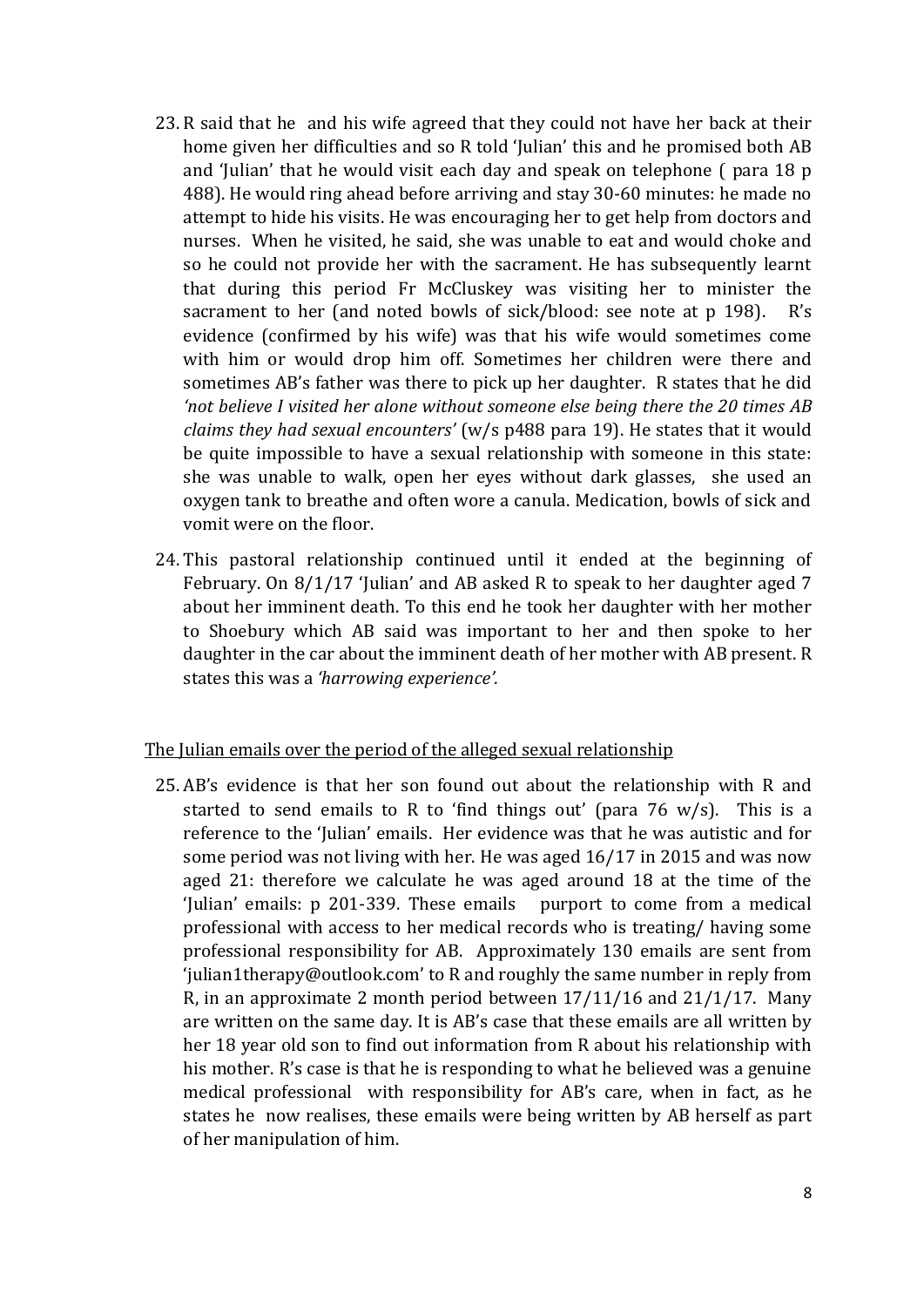23. R said that he and his wife agreed that they could not have her back at their home given her difficulties and so R told 'Julian' this and he promised both AB and 'Julian' that he would visit each day and speak on telephone ( para 18 p 488). He would ring ahead before arriving and stay 30-60 minutes: he made no attempt to hide his visits. He was encouraging her to get help from doctors and nurses. When he visited, he said, she was unable to eat and would choke and so he could not provide her with the sacrament. He has subsequently learnt that during this period Fr McCluskey was visiting her to minister the sacrament to her (and noted bowls of sick/blood: see note at p 198). R's evidence (confirmed by his wife) was that his wife would sometimes come with him or would drop him off. Sometimes her children were there and sometimes AB's father was there to pick up her daughter. R states that he did *'not believe I visited her alone without someone else being there the 20 times AB claims they had sexual encounters'* (w/s p488 para 19). He states that it would be quite impossible to have a sexual relationship with someone in this state: she was unable to walk, open her eyes without dark glasses, she used an oxygen tank to breathe and often wore a canula. Medication, bowls of sick and vomit were on the floor.

24. This pastoral relationship continued until it ended at the beginning of February. On 8/1/17 'Julian' and AB asked R to speak to her daughter aged 7 about her imminent death. To this end he took her daughter with her mother to Shoebury which AB said was important to her and then spoke to her daughter in the car about the imminent death of her mother with AB present. R states this was a *'harrowing experience'*.

<u>The Julian emails over the period of the alleged sexual relationship</u>

25. AB's evidence is that her son found out about the relationship with R and started to send emails to R to 'find things out' (para 76 w/s). This is a reference to the 'Julian' emails. Her evidence was that he was autistic and for some period was not living with her. He was aged 16/17 in 2015 and was now aged 21: therefore we calculate he was aged around 18 at the time of the 'Julian' emails: p 201-339. These emails purport to come from a medical professional with access to her medical records who is treating/ having some professional responsibility for AB. Approximately 130 emails are sent from 'julian1therapy@outlook.com' to R and roughly the same number in reply from R, in an approximate 2 month period between 17/11/16 and 21/1/17. Many are written on the same day. It is AB's case that these emails are all written by her 18 year old son to find out information from R about his relationship with his mother. R's case is that he is responding to what he believed was a genuine medical professional with responsibility for AB's care, when in fact, as he states he now realises, these emails were being written by AB herself as part of her manipulation of him.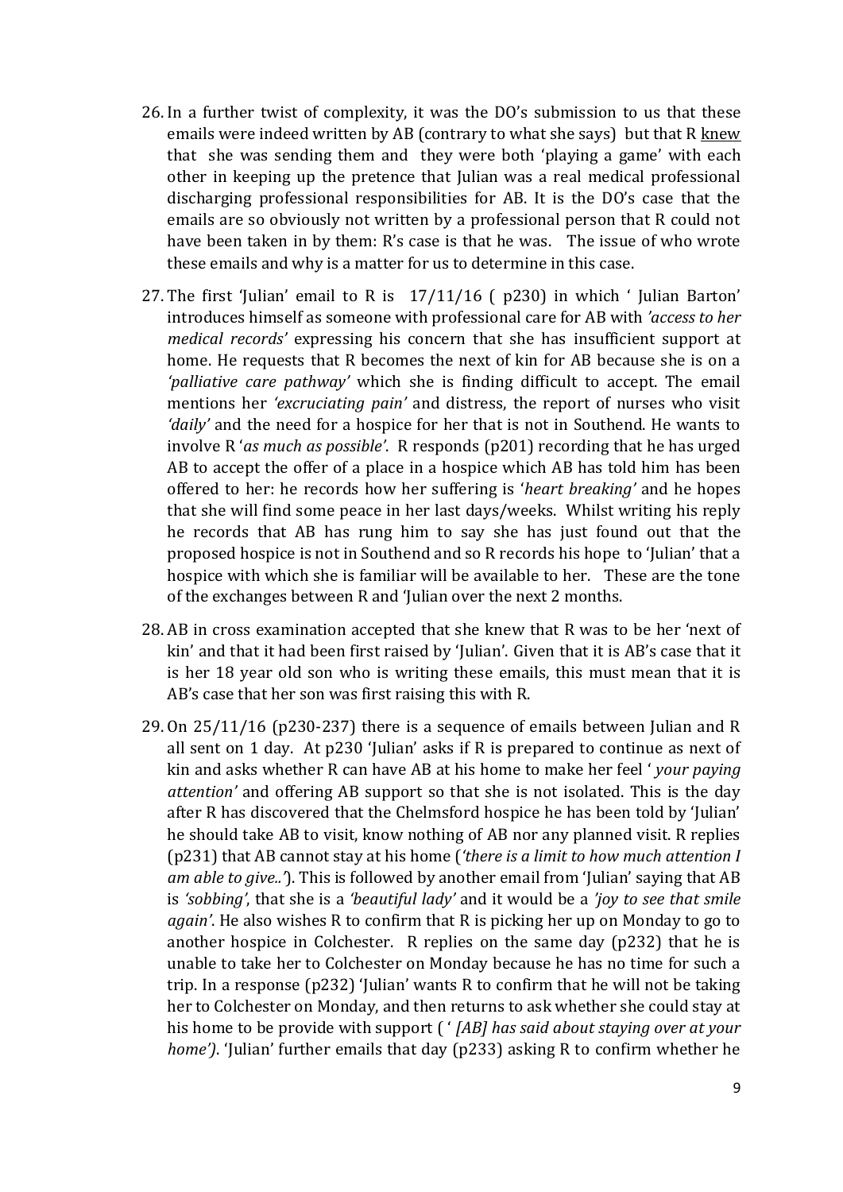26. In a further twist of complexity, it was the DO's submission to us that these emails were indeed written by AB (contrary to what she says) but that R knew that she was sending them and they were both 'playing a game' with each other in keeping up the pretence that Julian was a real medical professional discharging professional responsibilities for AB. It is the DO's case that the emails are so obviously not written by a professional person that R could not have been taken in by them: R's case is that he was. The issue of who wrote these emails and why is a matter for us to determine in this case.

27. The first 'Julian' email to R is 17/11/16 ( p230) in which ' Julian Barton' introduces himself as someone with professional care for AB with *'access to her medical records'* expressing his concern that she has insufficient support at home. He requests that R becomes the next of kin for AB because she is on a *'palliative care pathway'* which she is finding difficult to accept. The email mentions her *'excruciating pain'* and distress, the report of nurses who visit *'daily'* and the need for a hospice for her that is not in Southend. He wants to involve R '*as much as possible'*. R responds (p201) recording that he has urged AB to accept the offer of a place in a hospice which AB has told him has been offered to her: he records how her suffering is '*heart breaking'* and he hopes that she will find some peace in her last days/weeks. Whilst writing his reply he records that AB has rung him to say she has just found out that the proposed hospice is not in Southend and so R records his hope to 'Julian' that a hospice with which she is familiar will be available to her. These are the tone of the exchanges between R and 'Julian over the next 2 months.

28. AB in cross examination accepted that she knew that R was to be her 'next of kin' and that it had been first raised by 'Julian'. Given that it is AB's case that it is her 18 year old son who is writing these emails, this must mean that it is AB's case that her son was first raising this with R.

29. On 25/11/16 (p230-237) there is a sequence of emails between Julian and R all sent on 1 day. At p230 'Julian' asks if R is prepared to continue as next of kin and asks whether R can have AB at his home to make her feel ' *your paying attention'* and offering AB support so that she is not isolated. This is the day after R has discovered that the Chelmsford hospice he has been told by 'Julian' he should take AB to visit, know nothing of AB nor any planned visit. R replies (p231) that AB cannot stay at his home (*'there is a limit to how much attention I am able to give..'*). This is followed by another email from 'Julian' saying that AB is *'sobbing'*, that she is a *'beautiful lady'* and it would be a *'joy to see that smile again'*. He also wishes R to confirm that R is picking her up on Monday to go to another hospice in Colchester. R replies on the same day (p232) that he is unable to take her to Colchester on Monday because he has no time for such a trip. In a response (p232) 'Julian' wants R to confirm that he will not be taking her to Colchester on Monday, and then returns to ask whether she could stay at his home to be provide with support ( ' *[AB] has said about staying over at your home')*. 'Julian' further emails that day (p233) asking R to confirm whether he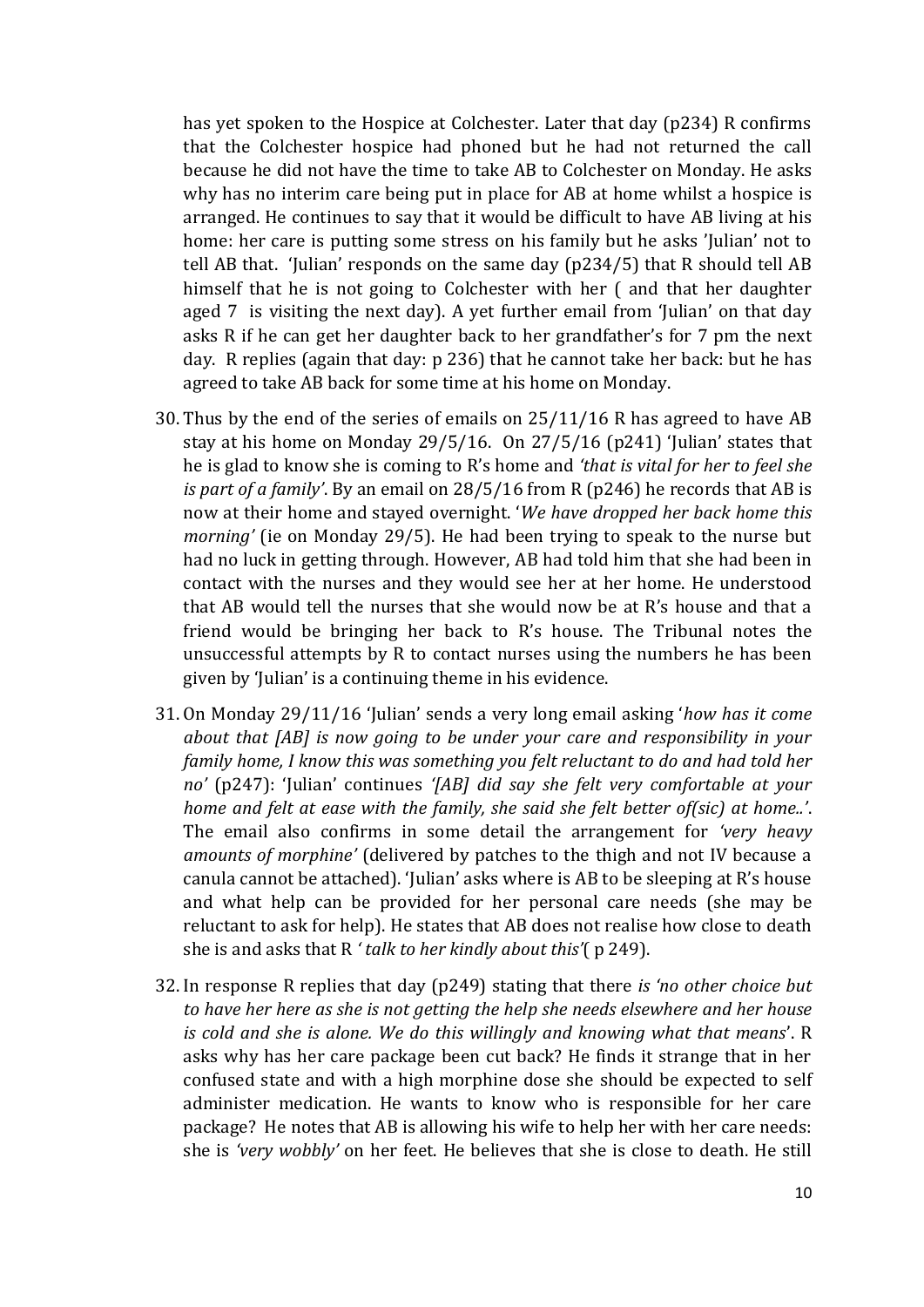has yet spoken to the Hospice at Colchester. Later that day (p234) R confirms that the Colchester hospice had phoned but he had not returned the call because he did not have the time to take AB to Colchester on Monday. He asks why has no interim care being put in place for AB at home whilst a hospice is arranged. He continues to say that it would be difficult to have AB living at his home: her care is putting some stress on his family but he asks 'Julian' not to tell AB that. 'Julian' responds on the same day (p234/5) that R should tell AB himself that he is not going to Colchester with her ( and that her daughter aged 7 is visiting the next day). A yet further email from 'Julian' on that day asks R if he can get her daughter back to her grandfather's for 7 pm the next day. R replies (again that day: p 236) that he cannot take her back: but he has agreed to take AB back for some time at his home on Monday.

30. Thus by the end of the series of emails on 25/11/16 R has agreed to have AB stay at his home on Monday 29/5/16. On 27/5/16 (p241) 'Julian' states that he is glad to know she is coming to R's home and *'that is vital for her to feel she is part of a family'*. By an email on 28/5/16 from R (p246) he records that AB is now at their home and stayed overnight. '*We have dropped her back home this morning'* (ie on Monday 29/5). He had been trying to speak to the nurse but had no luck in getting through. However, AB had told him that she had been in contact with the nurses and they would see her at her home. He understood that AB would tell the nurses that she would now be at R's house and that a friend would be bringing her back to R's house. The Tribunal notes the unsuccessful attempts by R to contact nurses using the numbers he has been given by 'Julian' is a continuing theme in his evidence.

31. On Monday 29/11/16 'Julian' sends a very long email asking '*how has it come about that [AB] is now going to be under your care and responsibility in your family home, I know this was something you felt reluctant to do and had told her no'* (p247): 'Julian' continues *'[AB] did say she felt very comfortable at your home and felt at ease with the family, she said she felt better of(sic) at home..'*. The email also confirms in some detail the arrangement for *'very heavy amounts of morphine'* (delivered by patches to the thigh and not IV because a canula cannot be attached). 'Julian' asks where is AB to be sleeping at R's house and what help can be provided for her personal care needs (she may be reluctant to ask for help). He states that AB does not realise how close to death she is and asks that R *' talk to her kindly about this'*( p 249).

32. In response R replies that day (p249) stating that there *is 'no other choice but to have her here as she is not getting the help she needs elsewhere and her house is cold and she is alone. We do this willingly and knowing what that means'*. R asks why has her care package been cut back? He finds it strange that in her confused state and with a high morphine dose she should be expected to self administer medication. He wants to know who is responsible for her care package? He notes that AB is allowing his wife to help her with her care needs: she is *'very wobbly'* on her feet. He believes that she is close to death. He still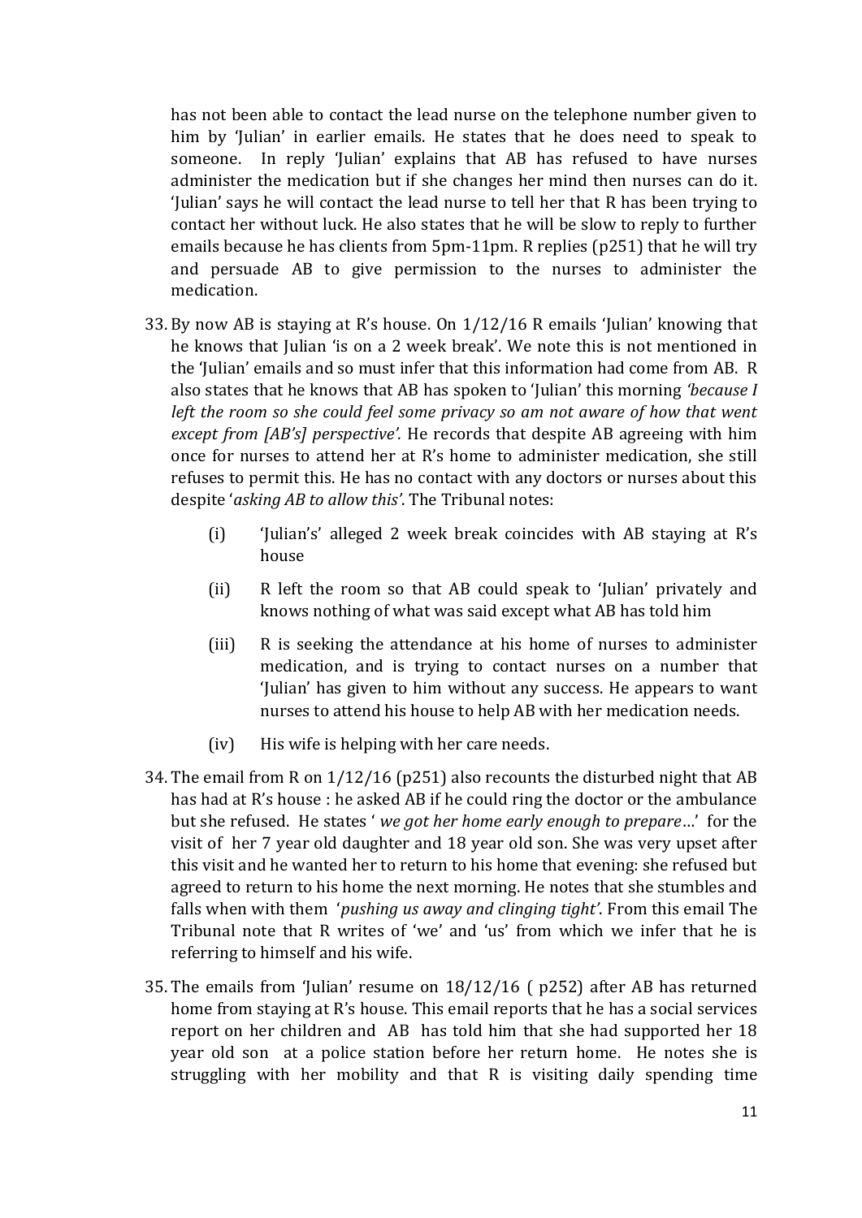has not been able to contact the lead nurse on the telephone number given to him by 'Julian' in earlier emails. He states that he does need to speak to someone. In reply 'Julian' explains that AB has refused to have nurses administer the medication but if she changes her mind then nurses can do it. 'Julian' says he will contact the lead nurse to tell her that R has been trying to contact her without luck. He also states that he will be slow to reply to further emails because he has clients from 5pm-11pm. R replies (p251) that he will try and persuade AB to give permission to the nurses to administer the medication.

33. By now AB is staying at R's house. On 1/12/16 R emails 'Julian' knowing that he knows that Julian 'is on a 2 week break'. We note this is not mentioned in the 'Julian' emails and so must infer that this information had come from AB. R also states that he knows that AB has spoken to 'Julian' this morning *'because I left the room so she could feel some privacy so am not aware of how that went except from [AB's] perspective'.* He records that despite AB agreeing with him once for nurses to attend her at R's home to administer medication, she still refuses to permit this. He has no contact with any doctors or nurses about this despite '*asking AB to allow this'*. The Tribunal notes:

    (i) 'Julian's' alleged 2 week break coincides with AB staying at R's house

    (ii) R left the room so that AB could speak to 'Julian' privately and knows nothing of what was said except what AB has told him

    (iii) R is seeking the attendance at his home of nurses to administer medication, and is trying to contact nurses on a number that 'Julian' has given to him without any success. He appears to want nurses to attend his house to help AB with her medication needs.

    (iv) His wife is helping with her care needs.

34. The email from R on 1/12/16 (p251) also recounts the disturbed night that AB has had at R's house : he asked AB if he could ring the doctor or the ambulance but she refused. He states ' *we got her home early enough to prepare*…' for the visit of her 7 year old daughter and 18 year old son. She was very upset after this visit and he wanted her to return to his home that evening: she refused but agreed to return to his home the next morning. He notes that she stumbles and falls when with them '*pushing us away and clinging tight'*. From this email The Tribunal note that R writes of 'we' and 'us' from which we infer that he is referring to himself and his wife.

35. The emails from 'Julian' resume on 18/12/16 ( p252) after AB has returned home from staying at R's house. This email reports that he has a social services report on her children and AB has told him that she had supported her 18 year old son at a police station before her return home. He notes she is struggling with her mobility and that R is visiting daily spending time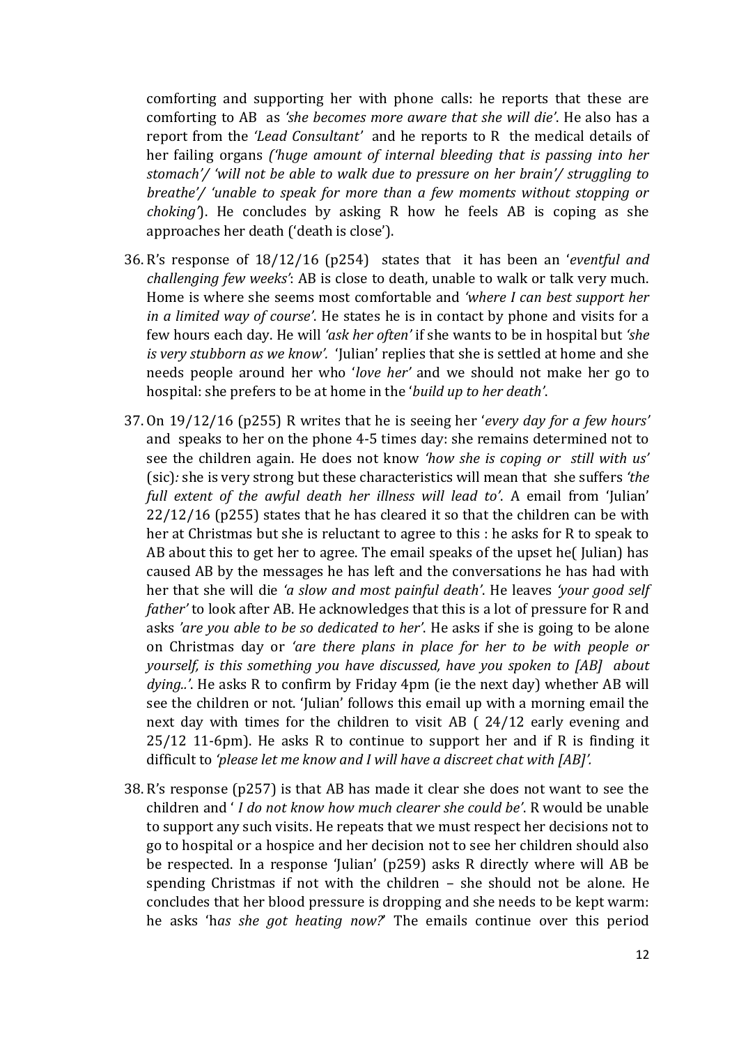comforting and supporting her with phone calls: he reports that these are comforting to AB as *'she becomes more aware that she will die'*. He also has a report from the *'Lead Consultant'* and he reports to R the medical details of her failing organs *('huge amount of internal bleeding that is passing into her stomach'/ 'will not be able to walk due to pressure on her brain'/ struggling to breathe'/ 'unable to speak for more than a few moments without stopping or choking'*). He concludes by asking R how he feels AB is coping as she approaches her death ('death is close').

36. R's response of 18/12/16 (p254) states that it has been an '*eventful and challenging few weeks'*: AB is close to death, unable to walk or talk very much. Home is where she seems most comfortable and *'where I can best support her in a limited way of course'*. He states he is in contact by phone and visits for a few hours each day. He will *'ask her often'* if she wants to be in hospital but *'she is very stubborn as we know'.* 'Julian' replies that she is settled at home and she needs people around her who '*love her'* and we should not make her go to hospital: she prefers to be at home in the '*build up to her death'*.

37. On 19/12/16 (p255) R writes that he is seeing her '*every day for a few hours'* and speaks to her on the phone 4-5 times day: she remains determined not to see the children again. He does not know *'how she is coping or still with us'* (sic)*:* she is very strong but these characteristics will mean that she suffers *'the full extent of the awful death her illness will lead to'*. A email from 'Julian' 22/12/16 (p255) states that he has cleared it so that the children can be with her at Christmas but she is reluctant to agree to this : he asks for R to speak to AB about this to get her to agree. The email speaks of the upset he( Julian) has caused AB by the messages he has left and the conversations he has had with her that she will die *'a slow and most painful death'*. He leaves *'your good self father'* to look after AB. He acknowledges that this is a lot of pressure for R and asks *'are you able to be so dedicated to her'*. He asks if she is going to be alone on Christmas day or *'are there plans in place for her to be with people or yourself, is this something you have discussed, have you spoken to [AB] about dying..'*. He asks R to confirm by Friday 4pm (ie the next day) whether AB will see the children or not. 'Julian' follows this email up with a morning email the next day with times for the children to visit AB ( 24/12 early evening and 25/12 11-6pm). He asks R to continue to support her and if R is finding it difficult to *'please let me know and I will have a discreet chat with [AB]'.*

38. R's response (p257) is that AB has made it clear she does not want to see the children and ' *I do not know how much clearer she could be'*. R would be unable to support any such visits. He repeats that we must respect her decisions not to go to hospital or a hospice and her decision not to see her children should also be respected. In a response 'Julian' (p259) asks R directly where will AB be spending Christmas if not with the children – she should not be alone. He concludes that her blood pressure is dropping and she needs to be kept warm: he asks 'h*as she got heating now?*' The emails continue over this period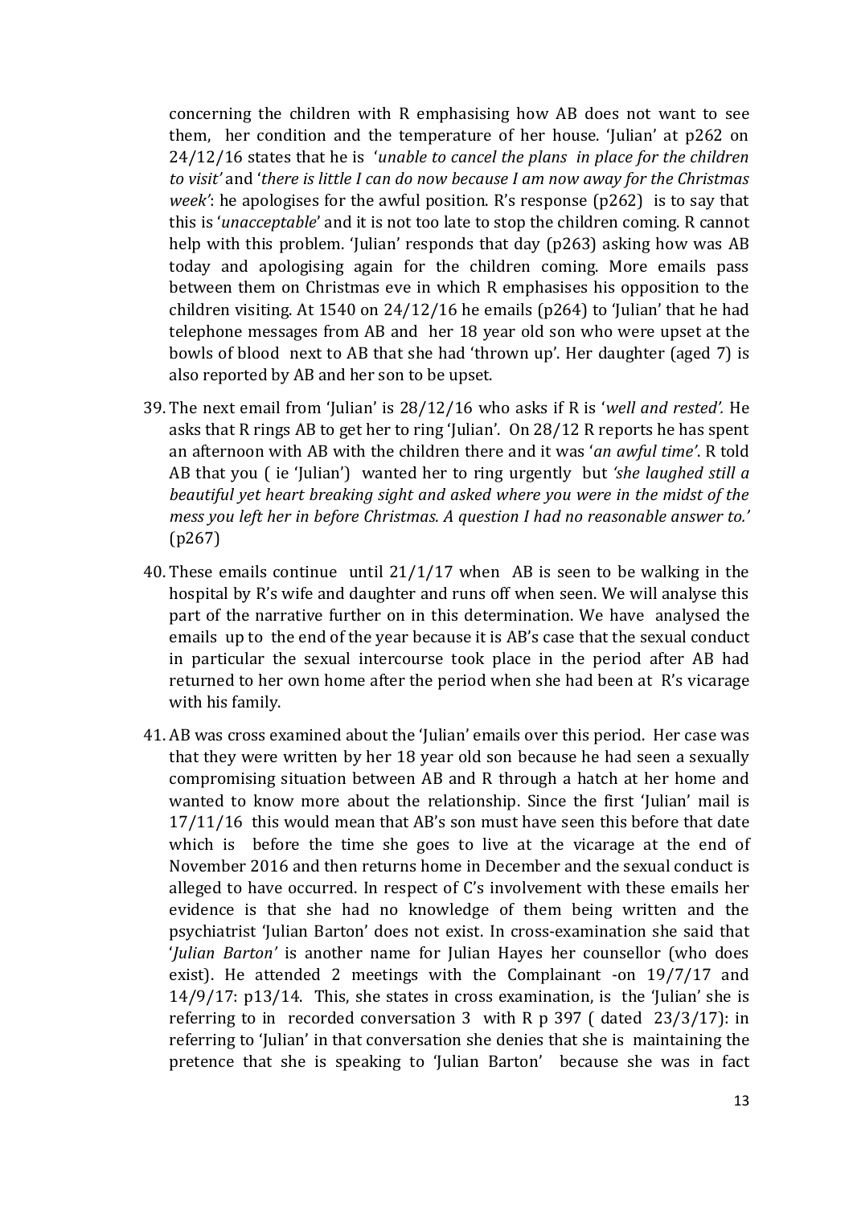concerning the children with R emphasising how AB does not want to see them, her condition and the temperature of her house. 'Julian' at p262 on 24/12/16 states that he is '*unable to cancel the plans in place for the children to visit'* and '*there is little I can do now because I am now away for the Christmas week'*: he apologises for the awful position. R's response (p262) is to say that this is '*unacceptable*' and it is not too late to stop the children coming. R cannot help with this problem. 'Julian' responds that day (p263) asking how was AB today and apologising again for the children coming. More emails pass between them on Christmas eve in which R emphasises his opposition to the children visiting. At 1540 on 24/12/16 he emails (p264) to 'Julian' that he had telephone messages from AB and her 18 year old son who were upset at the bowls of blood next to AB that she had 'thrown up'. Her daughter (aged 7) is also reported by AB and her son to be upset.

39. The next email from 'Julian' is 28/12/16 who asks if R is '*well and rested'.* He asks that R rings AB to get her to ring 'Julian'. On 28/12 R reports he has spent an afternoon with AB with the children there and it was '*an awful time'*. R told AB that you ( ie 'Julian') wanted her to ring urgently but *'she laughed still a beautiful yet heart breaking sight and asked where you were in the midst of the mess you left her in before Christmas. A question I had no reasonable answer to.'* (p267)

40. These emails continue until 21/1/17 when AB is seen to be walking in the hospital by R's wife and daughter and runs off when seen. We will analyse this part of the narrative further on in this determination. We have analysed the emails up to the end of the year because it is AB's case that the sexual conduct in particular the sexual intercourse took place in the period after AB had returned to her own home after the period when she had been at R's vicarage with his family.

41. AB was cross examined about the 'Julian' emails over this period. Her case was that they were written by her 18 year old son because he had seen a sexually compromising situation between AB and R through a hatch at her home and wanted to know more about the relationship. Since the first 'Julian' mail is 17/11/16 this would mean that AB's son must have seen this before that date which is before the time she goes to live at the vicarage at the end of November 2016 and then returns home in December and the sexual conduct is alleged to have occurred. In respect of C's involvement with these emails her evidence is that she had no knowledge of them being written and the psychiatrist 'Julian Barton' does not exist. In cross-examination she said that '*Julian Barton'* is another name for Julian Hayes her counsellor (who does exist). He attended 2 meetings with the Complainant -on 19/7/17 and 14/9/17: p13/14. This, she states in cross examination, is the 'Julian' she is referring to in recorded conversation 3 with R p 397 ( dated 23/3/17): in referring to 'Julian' in that conversation she denies that she is maintaining the pretence that she is speaking to 'Julian Barton' because she was in fact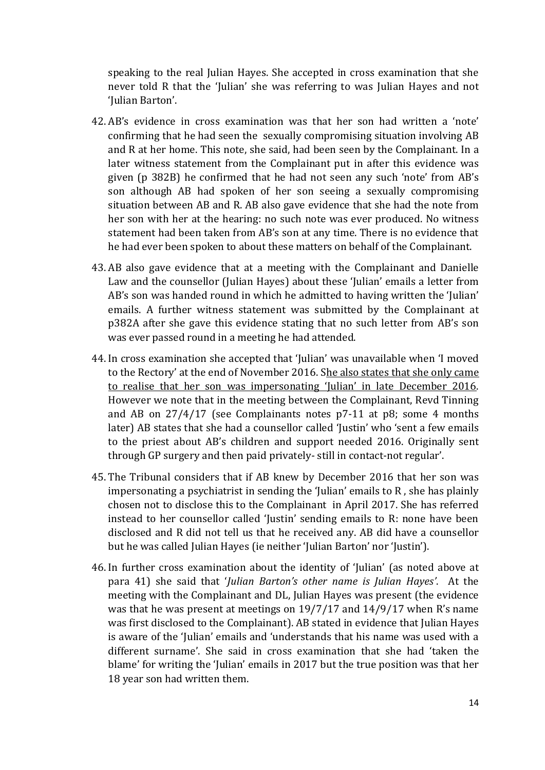speaking to the real Julian Hayes. She accepted in cross examination that she never told R that the 'Julian' she was referring to was Julian Hayes and not 'Julian Barton'.

42. AB's evidence in cross examination was that her son had written a 'note' confirming that he had seen the sexually compromising situation involving AB and R at her home. This note, she said, had been seen by the Complainant. In a later witness statement from the Complainant put in after this evidence was given (p 382B) he confirmed that he had not seen any such 'note' from AB's son although AB had spoken of her son seeing a sexually compromising situation between AB and R. AB also gave evidence that she had the note from her son with her at the hearing: no such note was ever produced. No witness statement had been taken from AB's son at any time. There is no evidence that he had ever been spoken to about these matters on behalf of the Complainant.

43. AB also gave evidence that at a meeting with the Complainant and Danielle Law and the counsellor (Julian Hayes) about these 'Julian' emails a letter from AB's son was handed round in which he admitted to having written the 'Julian' emails. A further witness statement was submitted by the Complainant at p382A after she gave this evidence stating that no such letter from AB's son was ever passed round in a meeting he had attended.

44. In cross examination she accepted that 'Julian' was unavailable when 'I moved to the Rectory' at the end of November 2016. S<u>he also states that she only came to realise that her son was impersonating 'Julian' in late December 2016</u>. However we note that in the meeting between the Complainant, Revd Tinning and AB on 27/4/17 (see Complainants notes p7-11 at p8; some 4 months later) AB states that she had a counsellor called 'Justin' who 'sent a few emails to the priest about AB's children and support needed 2016. Originally sent through GP surgery and then paid privately- still in contact-not regular'.

45. The Tribunal considers that if AB knew by December 2016 that her son was impersonating a psychiatrist in sending the 'Julian' emails to R , she has plainly chosen not to disclose this to the Complainant in April 2017. She has referred instead to her counsellor called 'Justin' sending emails to R: none have been disclosed and R did not tell us that he received any. AB did have a counsellor but he was called Julian Hayes (ie neither 'Julian Barton' nor 'Justin').

46. In further cross examination about the identity of 'Julian' (as noted above at para 41) she said that '*Julian Barton's other name is Julian Hayes*'. At the meeting with the Complainant and DL, Julian Hayes was present (the evidence was that he was present at meetings on 19/7/17 and 14/9/17 when R's name was first disclosed to the Complainant). AB stated in evidence that Julian Hayes is aware of the 'Julian' emails and 'understands that his name was used with a different surname'. She said in cross examination that she had 'taken the blame' for writing the 'Julian' emails in 2017 but the true position was that her 18 year son had written them.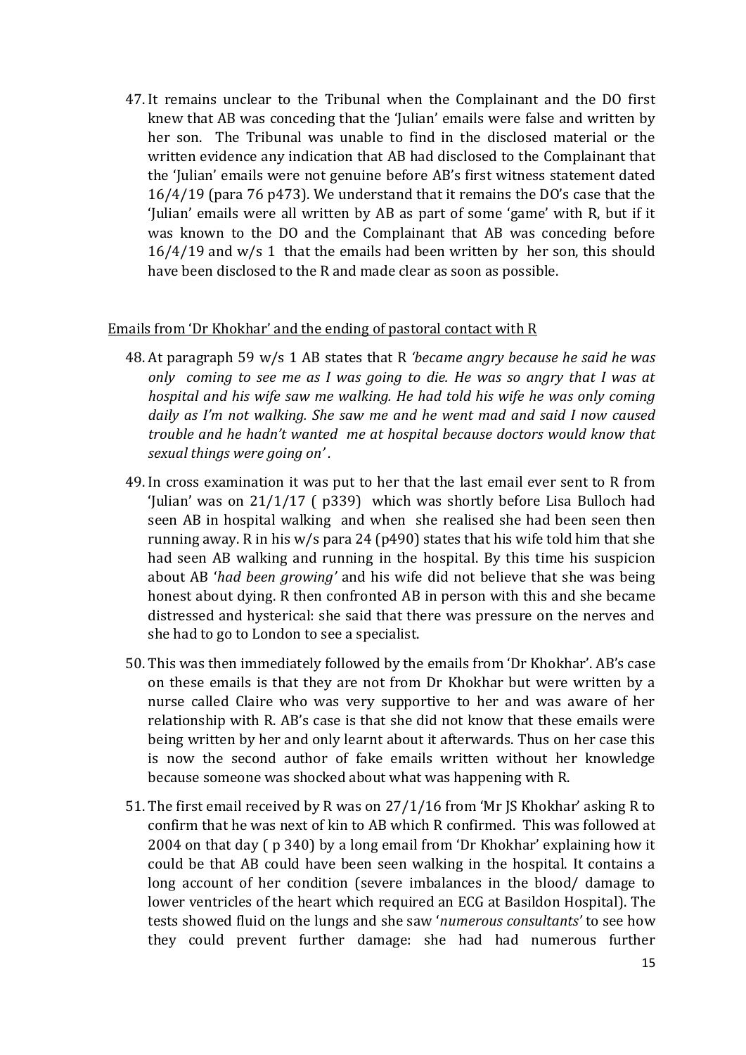47. It remains unclear to the Tribunal when the Complainant and the DO first knew that AB was conceding that the 'Julian' emails were false and written by her son. The Tribunal was unable to find in the disclosed material or the written evidence any indication that AB had disclosed to the Complainant that the 'Julian' emails were not genuine before AB's first witness statement dated 16/4/19 (para 76 p473). We understand that it remains the DO's case that the 'Julian' emails were all written by AB as part of some 'game' with R, but if it was known to the DO and the Complainant that AB was conceding before 16/4/19 and w/s 1 that the emails had been written by her son, this should have been disclosed to the R and made clear as soon as possible.

<u>Emails from 'Dr Khokhar' and the ending of pastoral contact with R</u>

48. At paragraph 59 w/s 1 AB states that R *'became angry because he said he was only coming to see me as I was going to die. He was so angry that I was at hospital and his wife saw me walking. He had told his wife he was only coming daily as I'm not walking. She saw me and he went mad and said I now caused trouble and he hadn't wanted me at hospital because doctors would know that sexual things were going on'*.

49. In cross examination it was put to her that the last email ever sent to R from 'Julian' was on 21/1/17 ( p339) which was shortly before Lisa Bulloch had seen AB in hospital walking and when she realised she had been seen then running away. R in his w/s para 24 (p490) states that his wife told him that she had seen AB walking and running in the hospital. By this time his suspicion about AB '*had been growing'* and his wife did not believe that she was being honest about dying. R then confronted AB in person with this and she became distressed and hysterical: she said that there was pressure on the nerves and she had to go to London to see a specialist.

50. This was then immediately followed by the emails from 'Dr Khokhar'. AB's case on these emails is that they are not from Dr Khokhar but were written by a nurse called Claire who was very supportive to her and was aware of her relationship with R. AB's case is that she did not know that these emails were being written by her and only learnt about it afterwards. Thus on her case this is now the second author of fake emails written without her knowledge because someone was shocked about what was happening with R.

51. The first email received by R was on 27/1/16 from 'Mr JS Khokhar' asking R to confirm that he was next of kin to AB which R confirmed. This was followed at 2004 on that day ( p 340) by a long email from 'Dr Khokhar' explaining how it could be that AB could have been seen walking in the hospital. It contains a long account of her condition (severe imbalances in the blood/ damage to lower ventricles of the heart which required an ECG at Basildon Hospital). The tests showed fluid on the lungs and she saw '*numerous consultants'* to see how they could prevent further damage: she had had numerous further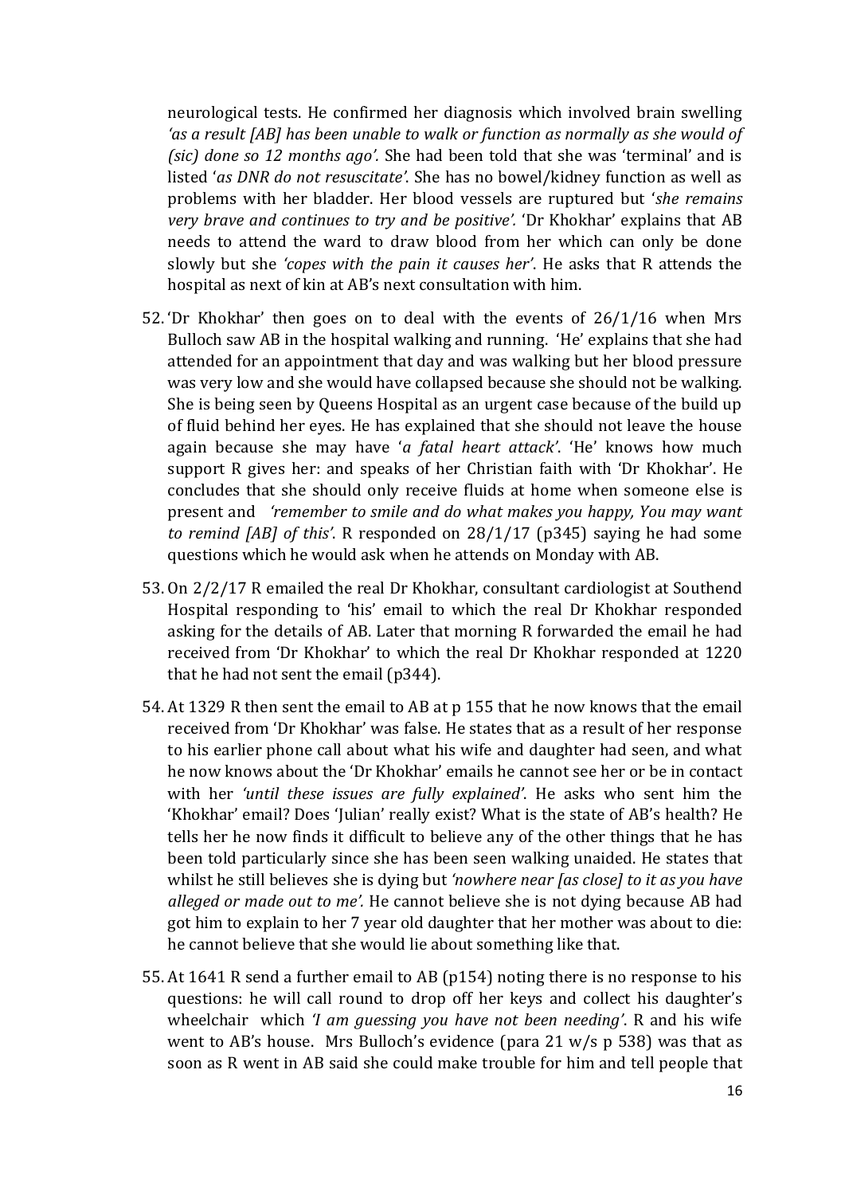neurological tests. He confirmed her diagnosis which involved brain swelling *'as a result [AB] has been unable to walk or function as normally as she would of (sic) done so 12 months ago'.* She had been told that she was 'terminal' and is listed '*as DNR do not resuscitate'*. She has no bowel/kidney function as well as problems with her bladder. Her blood vessels are ruptured but '*she remains very brave and continues to try and be positive'.* 'Dr Khokhar' explains that AB needs to attend the ward to draw blood from her which can only be done slowly but she *'copes with the pain it causes her'*. He asks that R attends the hospital as next of kin at AB's next consultation with him.

52. 'Dr Khokhar' then goes on to deal with the events of 26/1/16 when Mrs Bulloch saw AB in the hospital walking and running. 'He' explains that she had attended for an appointment that day and was walking but her blood pressure was very low and she would have collapsed because she should not be walking. She is being seen by Queens Hospital as an urgent case because of the build up of fluid behind her eyes. He has explained that she should not leave the house again because she may have '*a fatal heart attack'*. 'He' knows how much support R gives her: and speaks of her Christian faith with 'Dr Khokhar'. He concludes that she should only receive fluids at home when someone else is present and *'remember to smile and do what makes you happy, You may want to remind [AB] of this'.* R responded on 28/1/17 (p345) saying he had some questions which he would ask when he attends on Monday with AB.

53. On 2/2/17 R emailed the real Dr Khokhar, consultant cardiologist at Southend Hospital responding to 'his' email to which the real Dr Khokhar responded asking for the details of AB. Later that morning R forwarded the email he had received from 'Dr Khokhar' to which the real Dr Khokhar responded at 1220 that he had not sent the email (p344).

54. At 1329 R then sent the email to AB at p 155 that he now knows that the email received from 'Dr Khokhar' was false. He states that as a result of her response to his earlier phone call about what his wife and daughter had seen, and what he now knows about the 'Dr Khokhar' emails he cannot see her or be in contact with her *'until these issues are fully explained'*. He asks who sent him the 'Khokhar' email? Does 'Julian' really exist? What is the state of AB's health? He tells her he now finds it difficult to believe any of the other things that he has been told particularly since she has been seen walking unaided. He states that whilst he still believes she is dying but *'nowhere near [as close] to it as you have alleged or made out to me'.* He cannot believe she is not dying because AB had got him to explain to her 7 year old daughter that her mother was about to die: he cannot believe that she would lie about something like that.

55. At 1641 R send a further email to AB (p154) noting there is no response to his questions: he will call round to drop off her keys and collect his daughter's wheelchair which *'I am guessing you have not been needing'*. R and his wife went to AB's house. Mrs Bulloch's evidence (para 21 w/s p 538) was that as soon as R went in AB said she could make trouble for him and tell people that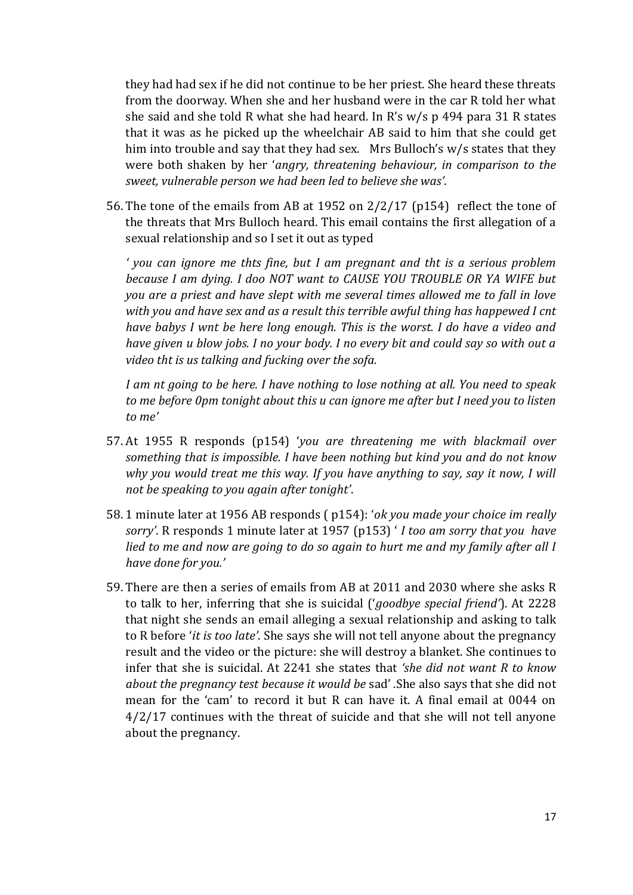they had had sex if he did not continue to be her priest. She heard these threats from the doorway. When she and her husband were in the car R told her what she said and she told R what she had heard. In R's w/s p 494 para 31 R states that it was as he picked up the wheelchair AB said to him that she could get him into trouble and say that they had sex. Mrs Bulloch's w/s states that they were both shaken by her '*angry, threatening behaviour, in comparison to the sweet, vulnerable person we had been led to believe she was'*.

56. The tone of the emails from AB at 1952 on 2/2/17 (p154) reflect the tone of the threats that Mrs Bulloch heard. This email contains the first allegation of a sexual relationship and so I set it out as typed

    *' you can ignore me thts fine, but I am pregnant and tht is a serious problem because I am dying. I doo NOT want to CAUSE YOU TROUBLE OR YA WIFE but you are a priest and have slept with me several times allowed me to fall in love with you and have sex and as a result this terrible awful thing has happewed I cnt have babys I wnt be here long enough. This is the worst. I do have a video and have given u blow jobs. I no your body. I no every bit and could say so with out a video tht is us talking and fucking over the sofa.*

    *I am nt going to be here. I have nothing to lose nothing at all. You need to speak to me before 0pm tonight about this u can ignore me after but I need you to listen to me'*

57. At 1955 R responds (p154) '*you are threatening me with blackmail over something that is impossible. I have been nothing but kind you and do not know why you would treat me this way. If you have anything to say, say it now, I will not be speaking to you again after tonight'*.

58. 1 minute later at 1956 AB responds ( p154): '*ok you made your choice im really sorry'*. R responds 1 minute later at 1957 (p153) ' *I too am sorry that you have lied to me and now are going to do so again to hurt me and my family after all I have done for you.'*

59. There are then a series of emails from AB at 2011 and 2030 where she asks R to talk to her, inferring that she is suicidal ('*goodbye special friend'*). At 2228 that night she sends an email alleging a sexual relationship and asking to talk to R before '*it is too late'*. She says she will not tell anyone about the pregnancy result and the video or the picture: she will destroy a blanket. She continues to infer that she is suicidal. At 2241 she states that *'she did not want R to know about the pregnancy test because it would be* sad' .She also says that she did not mean for the 'cam' to record it but R can have it. A final email at 0044 on 4/2/17 continues with the threat of suicide and that she will not tell anyone about the pregnancy.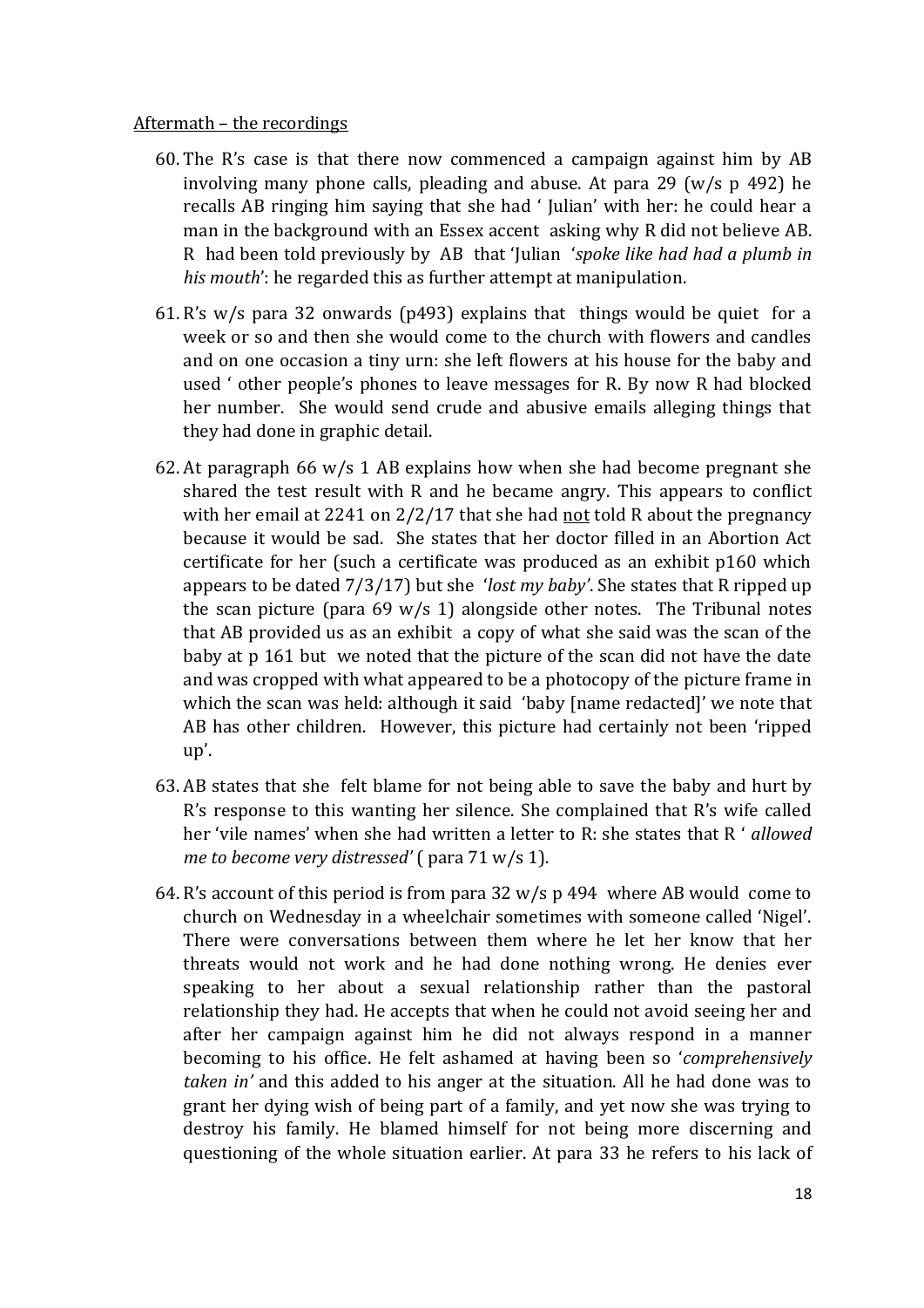Aftermath – the recordings

60. The R's case is that there now commenced a campaign against him by AB involving many phone calls, pleading and abuse. At para 29 (w/s p 492) he recalls AB ringing him saying that she had ' Julian' with her: he could hear a man in the background with an Essex accent asking why R did not believe AB. R had been told previously by AB that 'Julian '*spoke like had had a plumb in his mouth*': he regarded this as further attempt at manipulation.

61. R's w/s para 32 onwards (p493) explains that things would be quiet for a week or so and then she would come to the church with flowers and candles and on one occasion a tiny urn: she left flowers at his house for the baby and used ' other people's phones to leave messages for R. By now R had blocked her number. She would send crude and abusive emails alleging things that they had done in graphic detail.

62. At paragraph 66 w/s 1 AB explains how when she had become pregnant she shared the test result with R and he became angry. This appears to conflict with her email at 2241 on 2/2/17 that she had not told R about the pregnancy because it would be sad. She states that her doctor filled in an Abortion Act certificate for her (such a certificate was produced as an exhibit p160 which appears to be dated 7/3/17) but she '*lost my baby'*. She states that R ripped up the scan picture (para 69 w/s 1) alongside other notes. The Tribunal notes that AB provided us as an exhibit a copy of what she said was the scan of the baby at p 161 but we noted that the picture of the scan did not have the date and was cropped with what appeared to be a photocopy of the picture frame in which the scan was held: although it said 'baby [name redacted]' we note that AB has other children. However, this picture had certainly not been 'ripped up'.

63. AB states that she felt blame for not being able to save the baby and hurt by R's response to this wanting her silence. She complained that R's wife called her 'vile names' when she had written a letter to R: she states that R ' *allowed me to become very distressed'* ( para 71 w/s 1).

64. R's account of this period is from para 32 w/s p 494 where AB would come to church on Wednesday in a wheelchair sometimes with someone called 'Nigel'. There were conversations between them where he let her know that her threats would not work and he had done nothing wrong. He denies ever speaking to her about a sexual relationship rather than the pastoral relationship they had. He accepts that when he could not avoid seeing her and after her campaign against him he did not always respond in a manner becoming to his office. He felt ashamed at having been so '*comprehensively taken in'* and this added to his anger at the situation. All he had done was to grant her dying wish of being part of a family, and yet now she was trying to destroy his family. He blamed himself for not being more discerning and questioning of the whole situation earlier. At para 33 he refers to his lack of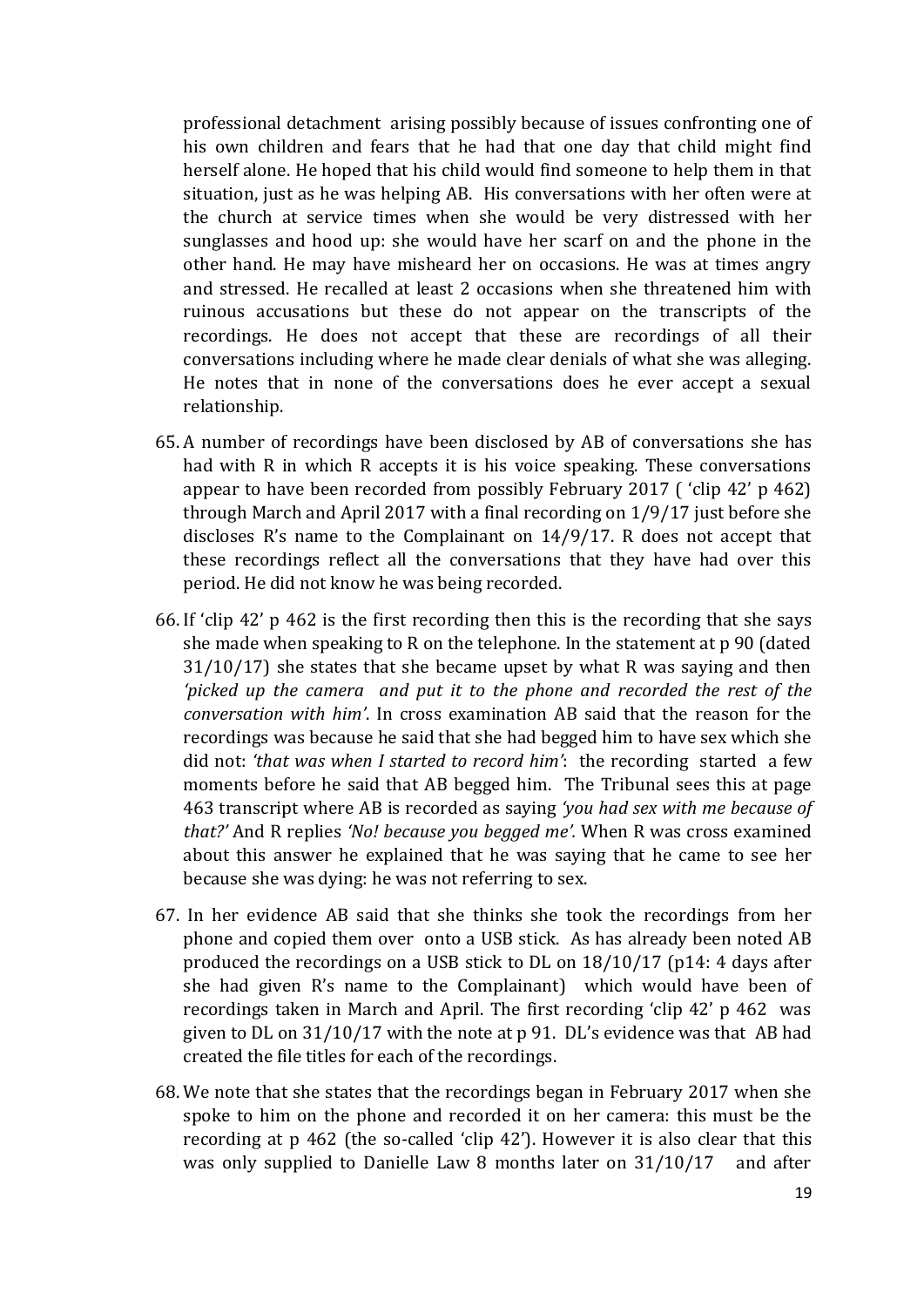professional detachment arising possibly because of issues confronting one of his own children and fears that he had that one day that child might find herself alone. He hoped that his child would find someone to help them in that situation, just as he was helping AB. His conversations with her often were at the church at service times when she would be very distressed with her sunglasses and hood up: she would have her scarf on and the phone in the other hand. He may have misheard her on occasions. He was at times angry and stressed. He recalled at least 2 occasions when she threatened him with ruinous accusations but these do not appear on the transcripts of the recordings. He does not accept that these are recordings of all their conversations including where he made clear denials of what she was alleging. He notes that in none of the conversations does he ever accept a sexual relationship.

65. A number of recordings have been disclosed by AB of conversations she has had with R in which R accepts it is his voice speaking. These conversations appear to have been recorded from possibly February 2017 ( 'clip 42' p 462) through March and April 2017 with a final recording on 1/9/17 just before she discloses R's name to the Complainant on 14/9/17. R does not accept that these recordings reflect all the conversations that they have had over this period. He did not know he was being recorded.

66. If 'clip 42' p 462 is the first recording then this is the recording that she says she made when speaking to R on the telephone. In the statement at p 90 (dated 31/10/17) she states that she became upset by what R was saying and then *'picked up the camera and put it to the phone and recorded the rest of the conversation with him'*. In cross examination AB said that the reason for the recordings was because he said that she had begged him to have sex which she did not: *'that was when I started to record him'*: the recording started a few moments before he said that AB begged him. The Tribunal sees this at page 463 transcript where AB is recorded as saying *'you had sex with me because of that?'* And R replies *'No! because you begged me'.* When R was cross examined about this answer he explained that he was saying that he came to see her because she was dying: he was not referring to sex.

67. In her evidence AB said that she thinks she took the recordings from her phone and copied them over onto a USB stick. As has already been noted AB produced the recordings on a USB stick to DL on 18/10/17 (p14: 4 days after she had given R's name to the Complainant) which would have been of recordings taken in March and April. The first recording 'clip 42' p 462 was given to DL on 31/10/17 with the note at p 91. DL's evidence was that AB had created the file titles for each of the recordings.

68. We note that she states that the recordings began in February 2017 when she spoke to him on the phone and recorded it on her camera: this must be the recording at p 462 (the so-called 'clip 42'). However it is also clear that this was only supplied to Danielle Law 8 months later on 31/10/17 and after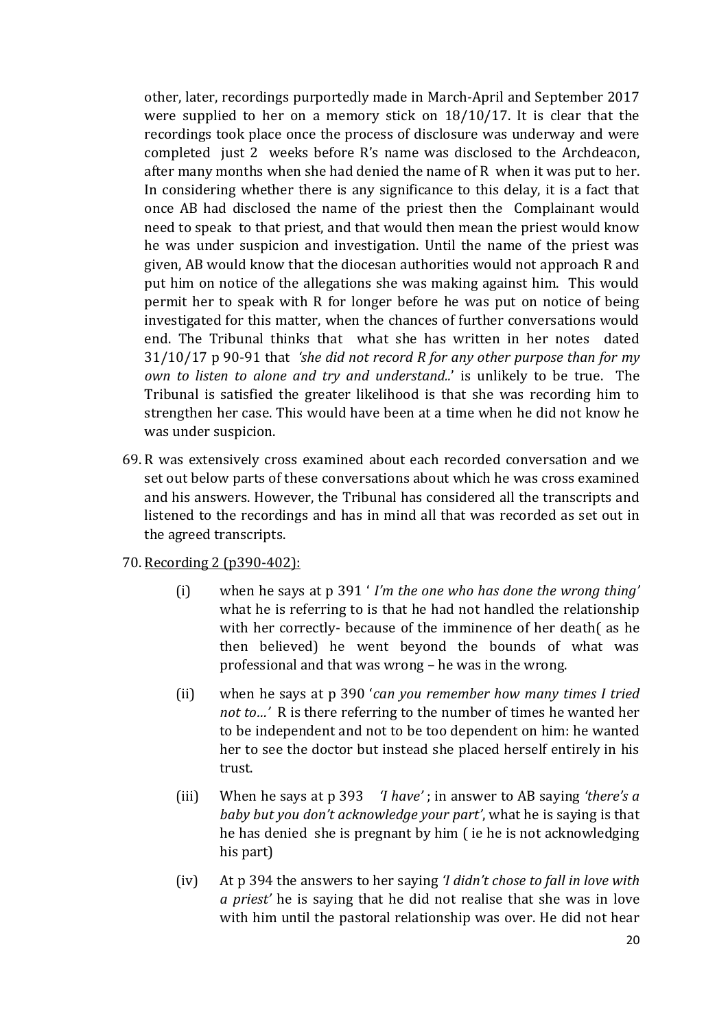other, later, recordings purportedly made in March-April and September 2017 were supplied to her on a memory stick on 18/10/17. It is clear that the recordings took place once the process of disclosure was underway and were completed just 2 weeks before R's name was disclosed to the Archdeacon, after many months when she had denied the name of R when it was put to her. In considering whether there is any significance to this delay, it is a fact that once AB had disclosed the name of the priest then the Complainant would need to speak to that priest, and that would then mean the priest would know he was under suspicion and investigation. Until the name of the priest was given, AB would know that the diocesan authorities would not approach R and put him on notice of the allegations she was making against him. This would permit her to speak with R for longer before he was put on notice of being investigated for this matter, when the chances of further conversations would end. The Tribunal thinks that what she has written in her notes dated 31/10/17 p 90-91 that *'she did not record R for any other purpose than for my own to listen to alone and try and understand..'* is unlikely to be true. The Tribunal is satisfied the greater likelihood is that she was recording him to strengthen her case. This would have been at a time when he did not know he was under suspicion.

69. R was extensively cross examined about each recorded conversation and we set out below parts of these conversations about which he was cross examined and his answers. However, the Tribunal has considered all the transcripts and listened to the recordings and has in mind all that was recorded as set out in the agreed transcripts.

70. <u>Recording 2 (p390-402):</u>

    (i) when he says at p 391 ' *I'm the one who has done the wrong thing'* what he is referring to is that he had not handled the relationship with her correctly- because of the imminence of her death( as he then believed) he went beyond the bounds of what was professional and that was wrong – he was in the wrong.

    (ii) when he says at p 390 '*can you remember how many times I tried not to…'* R is there referring to the number of times he wanted her to be independent and not to be too dependent on him: he wanted her to see the doctor but instead she placed herself entirely in his trust.

    (iii) When he says at p 393 *'I have'* ; in answer to AB saying *'there's a baby but you don't acknowledge your part'*, what he is saying is that he has denied she is pregnant by him ( ie he is not acknowledging his part)

    (iv) At p 394 the answers to her saying *'I didn't chose to fall in love with a priest'* he is saying that he did not realise that she was in love with him until the pastoral relationship was over. He did not hear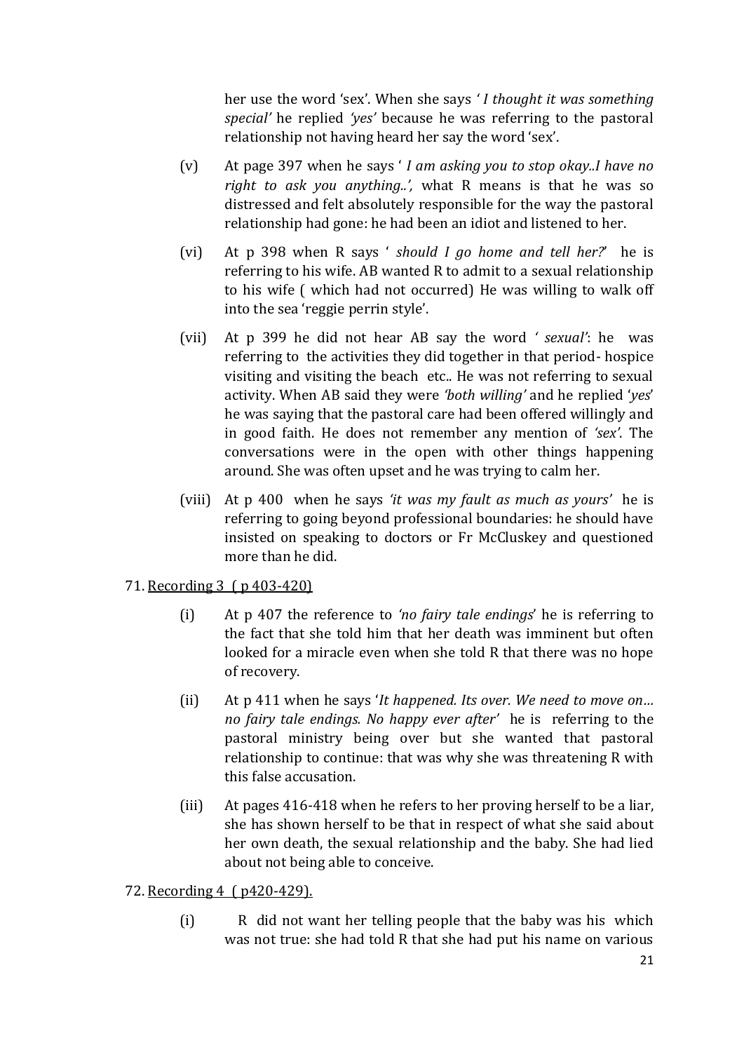her use the word 'sex'. When she says ' *I thought it was something special'* he replied *'yes'* because he was referring to the pastoral relationship not having heard her say the word 'sex'.

(v) At page 397 when he says ' *I am asking you to stop okay..I have no right to ask you anything..',* what R means is that he was so distressed and felt absolutely responsible for the way the pastoral relationship had gone: he had been an idiot and listened to her.

(vi) At p 398 when R says ' *should I go home and tell her?*' he is referring to his wife. AB wanted R to admit to a sexual relationship to his wife ( which had not occurred) He was willing to walk off into the sea 'reggie perrin style'.

(vii) At p 399 he did not hear AB say the word ' *sexual'*: he was referring to the activities they did together in that period- hospice visiting and visiting the beach etc.. He was not referring to sexual activity. When AB said they were *'both willing'* and he replied '*yes*' he was saying that the pastoral care had been offered willingly and in good faith. He does not remember any mention of *'sex'*. The conversations were in the open with other things happening around. She was often upset and he was trying to calm her.

(viii) At p 400 when he says *'it was my fault as much as yours'* he is referring to going beyond professional boundaries: he should have insisted on speaking to doctors or Fr McCluskey and questioned more than he did.

71. Recording 3 ( p 403-420)

(i) At p 407 the reference to *'no fairy tale endings*' he is referring to the fact that she told him that her death was imminent but often looked for a miracle even when she told R that there was no hope of recovery.

(ii) At p 411 when he says '*It happened. Its over. We need to move on… no fairy tale endings. No happy ever after'* he is referring to the pastoral ministry being over but she wanted that pastoral relationship to continue: that was why she was threatening R with this false accusation.

(iii) At pages 416-418 when he refers to her proving herself to be a liar, she has shown herself to be that in respect of what she said about her own death, the sexual relationship and the baby. She had lied about not being able to conceive.

72. Recording 4 ( p420-429).

(i) R did not want her telling people that the baby was his which was not true: she had told R that she had put his name on various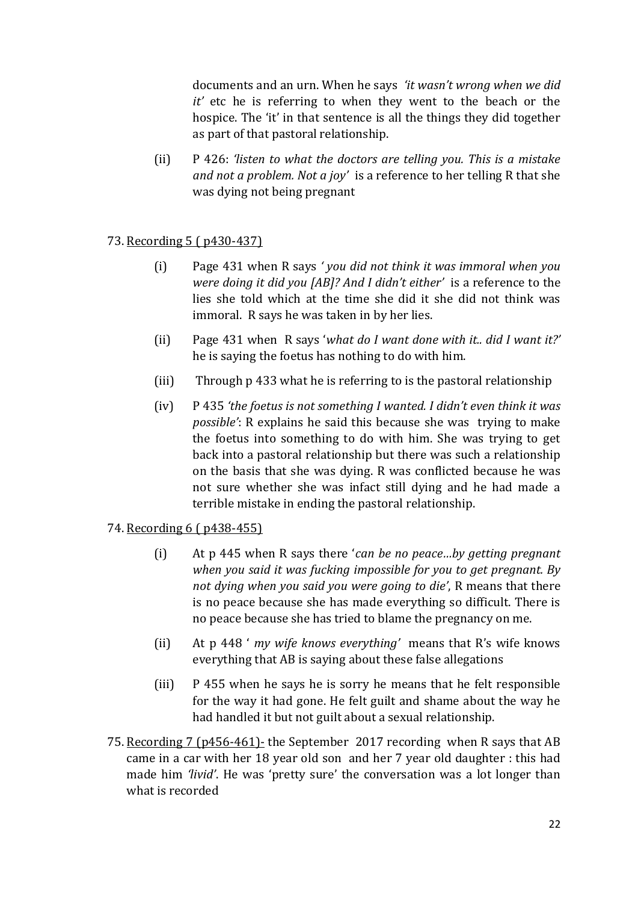documents and an urn. When he says *'it wasn't wrong when we did it'* etc he is referring to when they went to the beach or the hospice. The 'it' in that sentence is all the things they did together as part of that pastoral relationship.

(ii) P 426: *'listen to what the doctors are telling you. This is a mistake and not a problem. Not a joy'* is a reference to her telling R that she was dying not being pregnant

73. <u>Recording 5 ( p430-437)</u>

(i) Page 431 when R says *' you did not think it was immoral when you were doing it did you [AB]? And I didn't either'* is a reference to the lies she told which at the time she did it she did not think was immoral. R says he was taken in by her lies.

(ii) Page 431 when R says '*what do I want done with it.. did I want it?*' he is saying the foetus has nothing to do with him.

(iii) Through p 433 what he is referring to is the pastoral relationship

(iv) P 435 *'the foetus is not something I wanted. I didn't even think it was possible'*: R explains he said this because she was trying to make the foetus into something to do with him. She was trying to get back into a pastoral relationship but there was such a relationship on the basis that she was dying. R was conflicted because he was not sure whether she was infact still dying and he had made a terrible mistake in ending the pastoral relationship.

74. <u>Recording 6 ( p438-455)</u>

(i) At p 445 when R says there '*can be no peace…by getting pregnant when you said it was fucking impossible for you to get pregnant. By not dying when you said you were going to die'*, R means that there is no peace because she has made everything so difficult. There is no peace because she has tried to blame the pregnancy on me.

(ii) At p 448 ' *my wife knows everything'* means that R's wife knows everything that AB is saying about these false allegations

(iii) P 455 when he says he is sorry he means that he felt responsible for the way it had gone. He felt guilt and shame about the way he had handled it but not guilt about a sexual relationship.

75. <u>Recording 7 (p456-461)-</u> the September 2017 recording when R says that AB came in a car with her 18 year old son and her 7 year old daughter : this had made him *'livid'*. He was 'pretty sure' the conversation was a lot longer than what is recorded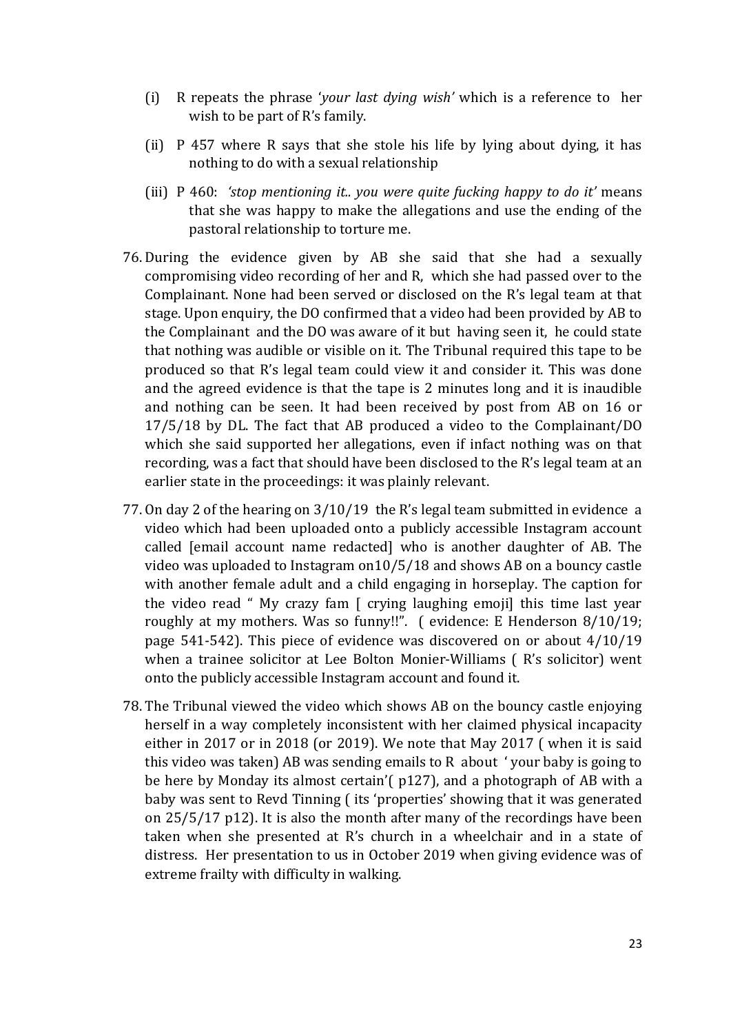(i) R repeats the phrase '*your last dying wish'* which is a reference to her wish to be part of R's family.

(ii) P 457 where R says that she stole his life by lying about dying, it has nothing to do with a sexual relationship

(iii) P 460: *'stop mentioning it.. you were quite fucking happy to do it'* means that she was happy to make the allegations and use the ending of the pastoral relationship to torture me.

76. During the evidence given by AB she said that she had a sexually compromising video recording of her and R, which she had passed over to the Complainant. None had been served or disclosed on the R's legal team at that stage. Upon enquiry, the DO confirmed that a video had been provided by AB to the Complainant and the DO was aware of it but having seen it, he could state that nothing was audible or visible on it. The Tribunal required this tape to be produced so that R's legal team could view it and consider it. This was done and the agreed evidence is that the tape is 2 minutes long and it is inaudible and nothing can be seen. It had been received by post from AB on 16 or 17/5/18 by DL. The fact that AB produced a video to the Complainant/DO which she said supported her allegations, even if infact nothing was on that recording, was a fact that should have been disclosed to the R's legal team at an earlier state in the proceedings: it was plainly relevant.

77. On day 2 of the hearing on 3/10/19 the R's legal team submitted in evidence a video which had been uploaded onto a publicly accessible Instagram account called [email account name redacted] who is another daughter of AB. The video was uploaded to Instagram on10/5/18 and shows AB on a bouncy castle with another female adult and a child engaging in horseplay. The caption for the video read " My crazy fam [ crying laughing emoji] this time last year roughly at my mothers. Was so funny!!". ( evidence: E Henderson 8/10/19; page 541-542). This piece of evidence was discovered on or about 4/10/19 when a trainee solicitor at Lee Bolton Monier-Williams ( R's solicitor) went onto the publicly accessible Instagram account and found it.

78. The Tribunal viewed the video which shows AB on the bouncy castle enjoying herself in a way completely inconsistent with her claimed physical incapacity either in 2017 or in 2018 (or 2019). We note that May 2017 ( when it is said this video was taken) AB was sending emails to R about ' your baby is going to be here by Monday its almost certain'( p127), and a photograph of AB with a baby was sent to Revd Tinning ( its 'properties' showing that it was generated on 25/5/17 p12). It is also the month after many of the recordings have been taken when she presented at R's church in a wheelchair and in a state of distress. Her presentation to us in October 2019 when giving evidence was of extreme frailty with difficulty in walking.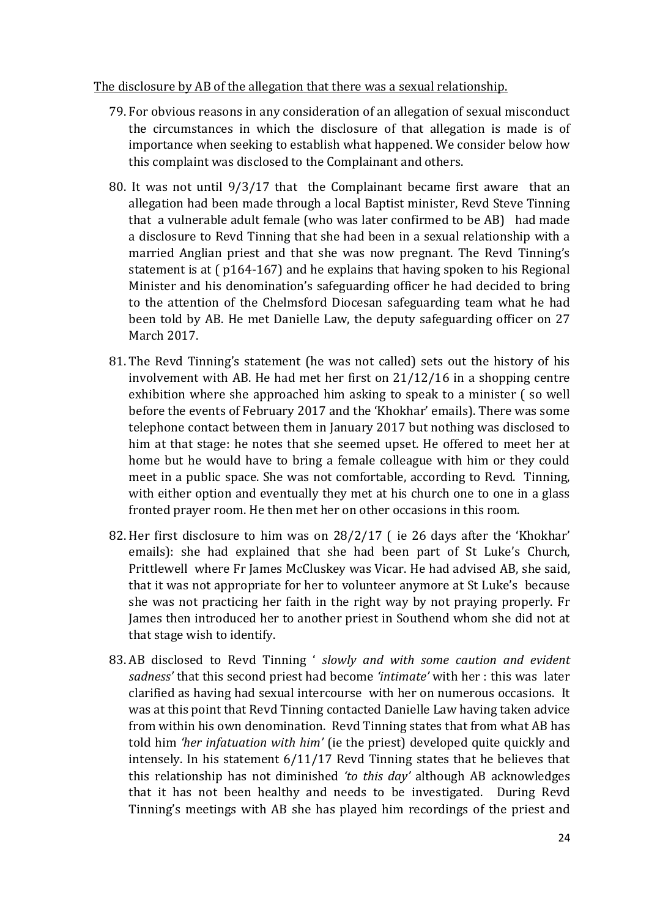The disclosure by AB of the allegation that there was a sexual relationship.

79. For obvious reasons in any consideration of an allegation of sexual misconduct the circumstances in which the disclosure of that allegation is made is of importance when seeking to establish what happened. We consider below how this complaint was disclosed to the Complainant and others.

80. It was not until 9/3/17 that the Complainant became first aware that an allegation had been made through a local Baptist minister, Revd Steve Tinning that a vulnerable adult female (who was later confirmed to be AB) had made a disclosure to Revd Tinning that she had been in a sexual relationship with a married Anglian priest and that she was now pregnant. The Revd Tinning's statement is at ( p164-167) and he explains that having spoken to his Regional Minister and his denomination's safeguarding officer he had decided to bring to the attention of the Chelmsford Diocesan safeguarding team what he had been told by AB. He met Danielle Law, the deputy safeguarding officer on 27 March 2017.

81. The Revd Tinning's statement (he was not called) sets out the history of his involvement with AB. He had met her first on 21/12/16 in a shopping centre exhibition where she approached him asking to speak to a minister ( so well before the events of February 2017 and the 'Khokhar' emails). There was some telephone contact between them in January 2017 but nothing was disclosed to him at that stage: he notes that she seemed upset. He offered to meet her at home but he would have to bring a female colleague with him or they could meet in a public space. She was not comfortable, according to Revd. Tinning, with either option and eventually they met at his church one to one in a glass fronted prayer room. He then met her on other occasions in this room.

82. Her first disclosure to him was on 28/2/17 ( ie 26 days after the 'Khokhar' emails): she had explained that she had been part of St Luke's Church, Prittlewell where Fr James McCluskey was Vicar. He had advised AB, she said, that it was not appropriate for her to volunteer anymore at St Luke's because she was not practicing her faith in the right way by not praying properly. Fr James then introduced her to another priest in Southend whom she did not at that stage wish to identify.

83. AB disclosed to Revd Tinning ' *slowly and with some caution and evident sadness'* that this second priest had become *'intimate'* with her : this was later clarified as having had sexual intercourse with her on numerous occasions. It was at this point that Revd Tinning contacted Danielle Law having taken advice from within his own denomination. Revd Tinning states that from what AB has told him *'her infatuation with him'* (ie the priest) developed quite quickly and intensely. In his statement 6/11/17 Revd Tinning states that he believes that this relationship has not diminished *'to this day'* although AB acknowledges that it has not been healthy and needs to be investigated. During Revd Tinning's meetings with AB she has played him recordings of the priest and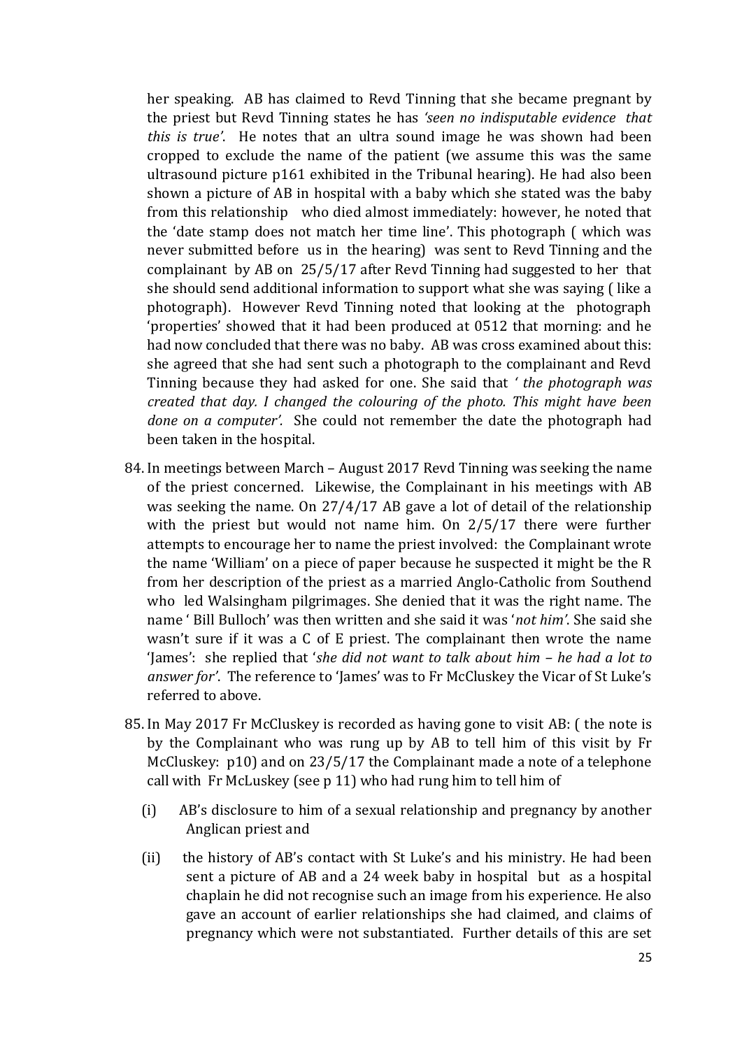her speaking. AB has claimed to Revd Tinning that she became pregnant by the priest but Revd Tinning states he has *'seen no indisputable evidence that this is true'*. He notes that an ultra sound image he was shown had been cropped to exclude the name of the patient (we assume this was the same ultrasound picture p161 exhibited in the Tribunal hearing). He had also been shown a picture of AB in hospital with a baby which she stated was the baby from this relationship who died almost immediately: however, he noted that the 'date stamp does not match her time line'. This photograph ( which was never submitted before us in the hearing) was sent to Revd Tinning and the complainant by AB on 25/5/17 after Revd Tinning had suggested to her that she should send additional information to support what she was saying ( like a photograph). However Revd Tinning noted that looking at the photograph 'properties' showed that it had been produced at 0512 that morning: and he had now concluded that there was no baby. AB was cross examined about this: she agreed that she had sent such a photograph to the complainant and Revd Tinning because they had asked for one. She said that *' the photograph was created that day. I changed the colouring of the photo. This might have been done on a computer'.* She could not remember the date the photograph had been taken in the hospital.

84. In meetings between March – August 2017 Revd Tinning was seeking the name of the priest concerned. Likewise, the Complainant in his meetings with AB was seeking the name. On 27/4/17 AB gave a lot of detail of the relationship with the priest but would not name him. On 2/5/17 there were further attempts to encourage her to name the priest involved: the Complainant wrote the name 'William' on a piece of paper because he suspected it might be the R from her description of the priest as a married Anglo-Catholic from Southend who led Walsingham pilgrimages. She denied that it was the right name. The name ' Bill Bulloch' was then written and she said it was '*not him'*. She said she wasn't sure if it was a C of E priest. The complainant then wrote the name 'James': she replied that '*she did not want to talk about him – he had a lot to answer for'*. The reference to 'James' was to Fr McCluskey the Vicar of St Luke's referred to above.

85. In May 2017 Fr McCluskey is recorded as having gone to visit AB: ( the note is by the Complainant who was rung up by AB to tell him of this visit by Fr McCluskey: p10) and on 23/5/17 the Complainant made a note of a telephone call with Fr McLuskey (see p 11) who had rung him to tell him of

    (i) AB's disclosure to him of a sexual relationship and pregnancy by another Anglican priest and

    (ii) the history of AB's contact with St Luke's and his ministry. He had been sent a picture of AB and a 24 week baby in hospital but as a hospital chaplain he did not recognise such an image from his experience. He also gave an account of earlier relationships she had claimed, and claims of pregnancy which were not substantiated. Further details of this are set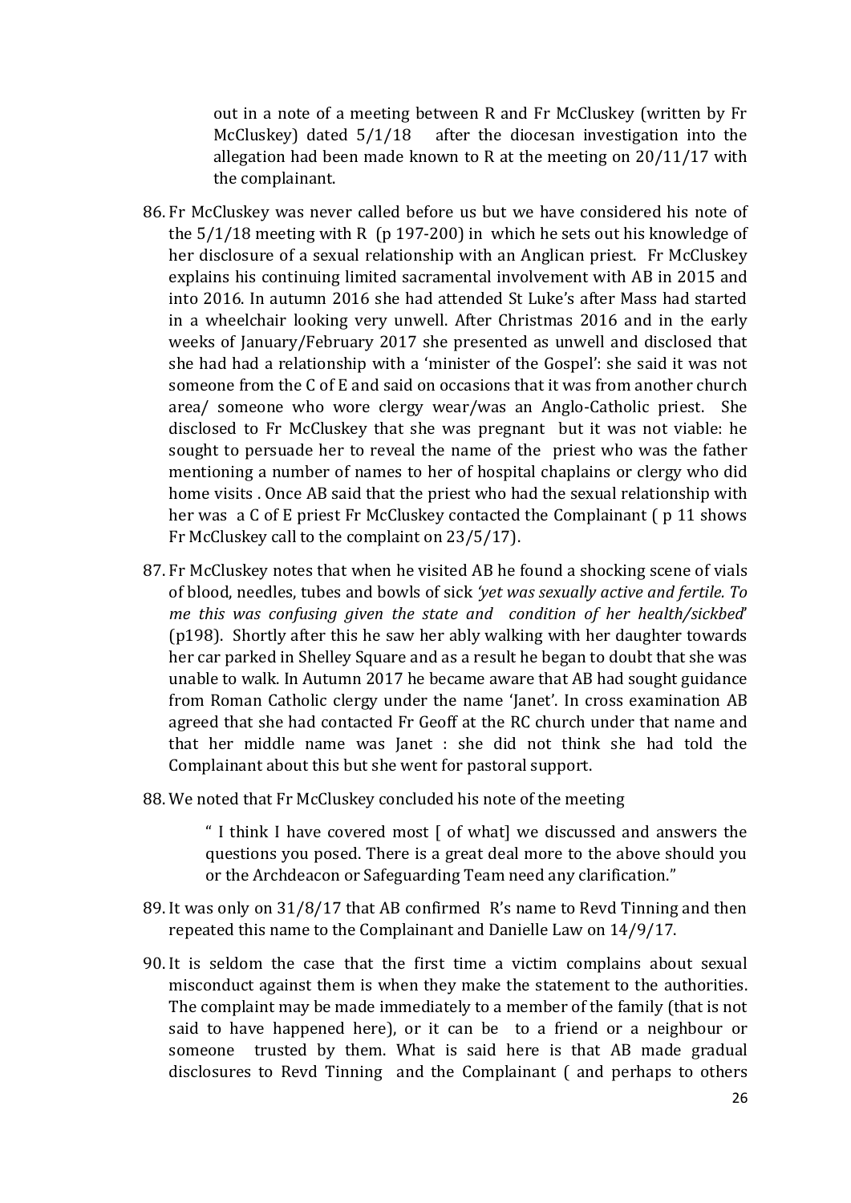out in a note of a meeting between R and Fr McCluskey (written by Fr McCluskey) dated 5/1/18 after the diocesan investigation into the allegation had been made known to R at the meeting on 20/11/17 with the complainant.

86. Fr McCluskey was never called before us but we have considered his note of the 5/1/18 meeting with R (p 197-200) in which he sets out his knowledge of her disclosure of a sexual relationship with an Anglican priest. Fr McCluskey explains his continuing limited sacramental involvement with AB in 2015 and into 2016. In autumn 2016 she had attended St Luke's after Mass had started in a wheelchair looking very unwell. After Christmas 2016 and in the early weeks of January/February 2017 she presented as unwell and disclosed that she had had a relationship with a 'minister of the Gospel': she said it was not someone from the C of E and said on occasions that it was from another church area/ someone who wore clergy wear/was an Anglo-Catholic priest. She disclosed to Fr McCluskey that she was pregnant but it was not viable: he sought to persuade her to reveal the name of the priest who was the father mentioning a number of names to her of hospital chaplains or clergy who did home visits . Once AB said that the priest who had the sexual relationship with her was a C of E priest Fr McCluskey contacted the Complainant ( p 11 shows Fr McCluskey call to the complaint on 23/5/17).

87. Fr McCluskey notes that when he visited AB he found a shocking scene of vials of blood, needles, tubes and bowls of sick *'yet was sexually active and fertile. To me this was confusing given the state and condition of her health/sickbed'* (p198). Shortly after this he saw her ably walking with her daughter towards her car parked in Shelley Square and as a result he began to doubt that she was unable to walk. In Autumn 2017 he became aware that AB had sought guidance from Roman Catholic clergy under the name 'Janet'. In cross examination AB agreed that she had contacted Fr Geoff at the RC church under that name and that her middle name was Janet : she did not think she had told the Complainant about this but she went for pastoral support.

88. We noted that Fr McCluskey concluded his note of the meeting

    " I think I have covered most [ of what] we discussed and answers the questions you posed. There is a great deal more to the above should you or the Archdeacon or Safeguarding Team need any clarification."

89. It was only on 31/8/17 that AB confirmed R's name to Revd Tinning and then repeated this name to the Complainant and Danielle Law on 14/9/17.

90. It is seldom the case that the first time a victim complains about sexual misconduct against them is when they make the statement to the authorities. The complaint may be made immediately to a member of the family (that is not said to have happened here), or it can be to a friend or a neighbour or someone trusted by them. What is said here is that AB made gradual disclosures to Revd Tinning and the Complainant ( and perhaps to others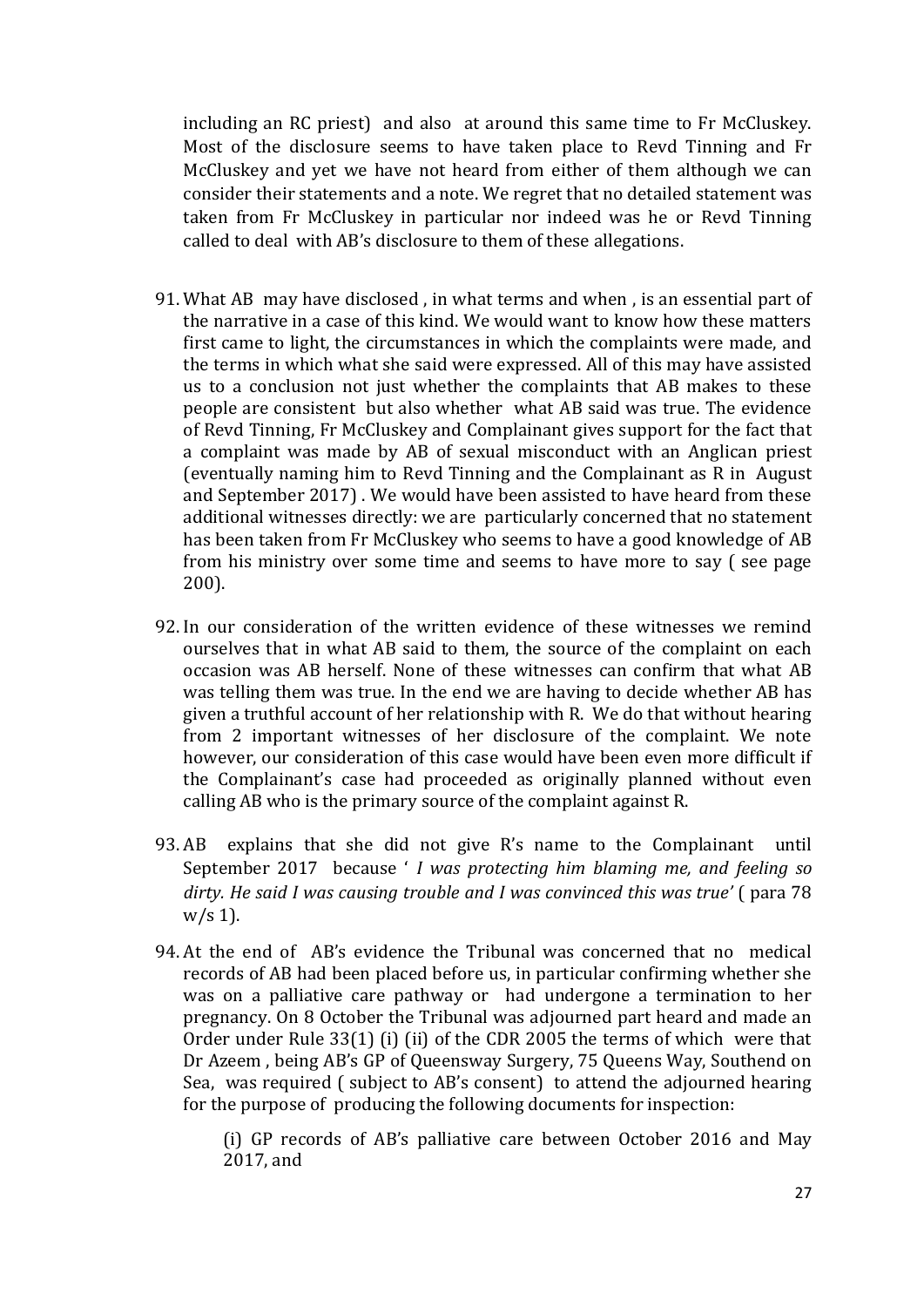including an RC priest) and also at around this same time to Fr McCluskey. Most of the disclosure seems to have taken place to Revd Tinning and Fr McCluskey and yet we have not heard from either of them although we can consider their statements and a note. We regret that no detailed statement was taken from Fr McCluskey in particular nor indeed was he or Revd Tinning called to deal with AB's disclosure to them of these allegations.

91. What AB may have disclosed , in what terms and when , is an essential part of the narrative in a case of this kind. We would want to know how these matters first came to light, the circumstances in which the complaints were made, and the terms in which what she said were expressed. All of this may have assisted us to a conclusion not just whether the complaints that AB makes to these people are consistent but also whether what AB said was true. The evidence of Revd Tinning, Fr McCluskey and Complainant gives support for the fact that a complaint was made by AB of sexual misconduct with an Anglican priest (eventually naming him to Revd Tinning and the Complainant as R in August and September 2017) . We would have been assisted to have heard from these additional witnesses directly: we are particularly concerned that no statement has been taken from Fr McCluskey who seems to have a good knowledge of AB from his ministry over some time and seems to have more to say ( see page 200).

92. In our consideration of the written evidence of these witnesses we remind ourselves that in what AB said to them, the source of the complaint on each occasion was AB herself. None of these witnesses can confirm that what AB was telling them was true. In the end we are having to decide whether AB has given a truthful account of her relationship with R. We do that without hearing from 2 important witnesses of her disclosure of the complaint. We note however, our consideration of this case would have been even more difficult if the Complainant's case had proceeded as originally planned without even calling AB who is the primary source of the complaint against R.

93. AB explains that she did not give R's name to the Complainant until September 2017 because ' *I was protecting him blaming me, and feeling so dirty. He said I was causing trouble and I was convinced this was true'* ( para 78 w/s 1).

94. At the end of AB's evidence the Tribunal was concerned that no medical records of AB had been placed before us, in particular confirming whether she was on a palliative care pathway or had undergone a termination to her pregnancy. On 8 October the Tribunal was adjourned part heard and made an Order under Rule 33(1) (i) (ii) of the CDR 2005 the terms of which were that Dr Azeem , being AB's GP of Queensway Surgery, 75 Queens Way, Southend on Sea, was required ( subject to AB's consent) to attend the adjourned hearing for the purpose of producing the following documents for inspection:

    (i) GP records of AB's palliative care between October 2016 and May 2017, and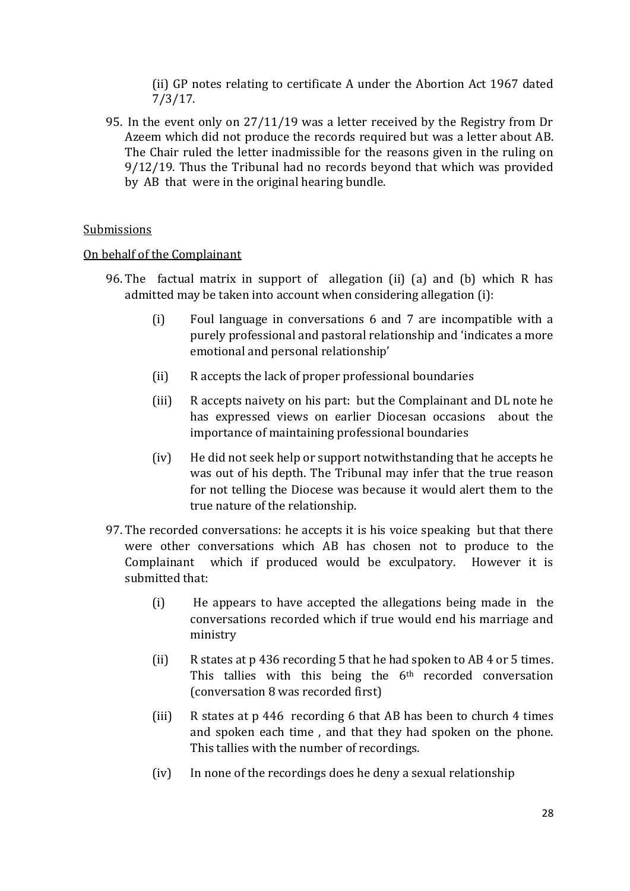(ii) GP notes relating to certificate A under the Abortion Act 1967 dated 7/3/17.

95. In the event only on 27/11/19 was a letter received by the Registry from Dr Azeem which did not produce the records required but was a letter about AB. The Chair ruled the letter inadmissible for the reasons given in the ruling on 9/12/19. Thus the Tribunal had no records beyond that which was provided by AB that were in the original hearing bundle.

<u>Submissions</u>

<u>On behalf of the Complainant</u>

96. The factual matrix in support of allegation (ii) (a) and (b) which R has admitted may be taken into account when considering allegation (i):

    (i) Foul language in conversations 6 and 7 are incompatible with a purely professional and pastoral relationship and 'indicates a more emotional and personal relationship'

    (ii) R accepts the lack of proper professional boundaries

    (iii) R accepts naivety on his part: but the Complainant and DL note he has expressed views on earlier Diocesan occasions about the importance of maintaining professional boundaries

    (iv) He did not seek help or support notwithstanding that he accepts he was out of his depth. The Tribunal may infer that the true reason for not telling the Diocese was because it would alert them to the true nature of the relationship.

97. The recorded conversations: he accepts it is his voice speaking but that there were other conversations which AB has chosen not to produce to the Complainant which if produced would be exculpatory. However it is submitted that:

    (i) He appears to have accepted the allegations being made in the conversations recorded which if true would end his marriage and ministry

    (ii) R states at p 436 recording 5 that he had spoken to AB 4 or 5 times. This tallies with this being the 6th recorded conversation (conversation 8 was recorded first)

    (iii) R states at p 446 recording 6 that AB has been to church 4 times and spoken each time , and that they had spoken on the phone. This tallies with the number of recordings.

    (iv) In none of the recordings does he deny a sexual relationship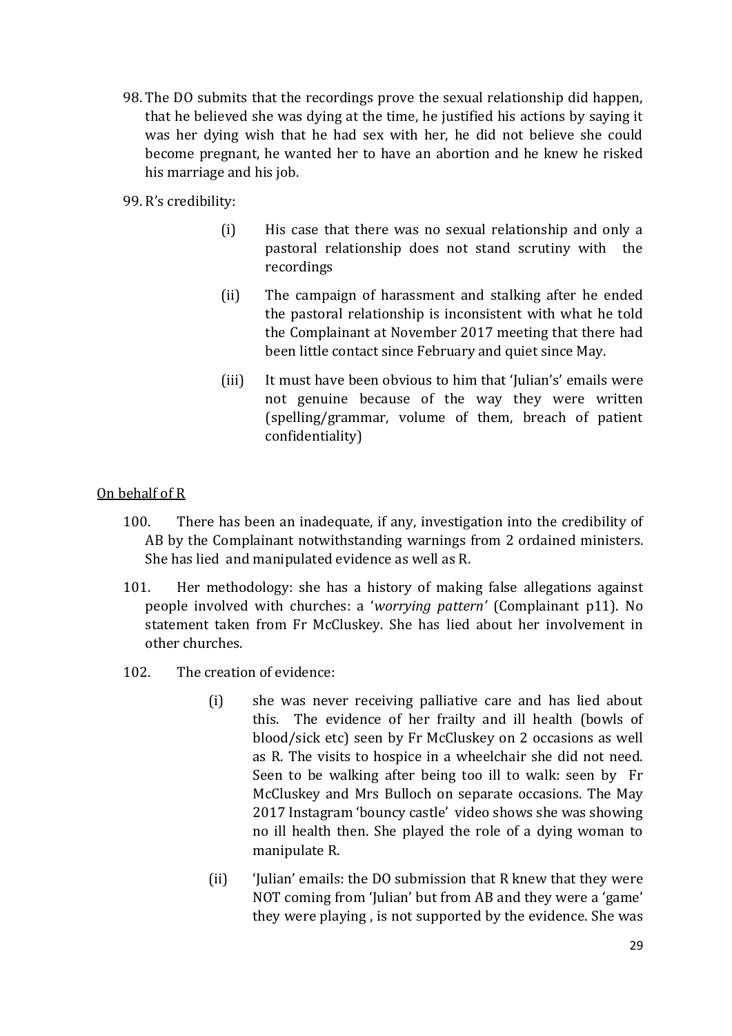98. The DO submits that the recordings prove the sexual relationship did happen, that he believed she was dying at the time, he justified his actions by saying it was her dying wish that he had sex with her, he did not believe she could become pregnant, he wanted her to have an abortion and he knew he risked his marriage and his job.

99. R's credibility:

    (i) His case that there was no sexual relationship and only a pastoral relationship does not stand scrutiny with the recordings

    (ii) The campaign of harassment and stalking after he ended the pastoral relationship is inconsistent with what he told the Complainant at November 2017 meeting that there had been little contact since February and quiet since May.

    (iii) It must have been obvious to him that 'Julian's' emails were not genuine because of the way they were written (spelling/grammar, volume of them, breach of patient confidentiality)

<u>On behalf of R</u>

100. There has been an inadequate, if any, investigation into the credibility of AB by the Complainant notwithstanding warnings from 2 ordained ministers. She has lied and manipulated evidence as well as R.

101. Her methodology: she has a history of making false allegations against people involved with churches: a '*worrying pattern'* (Complainant p11). No statement taken from Fr McCluskey. She has lied about her involvement in other churches.

102. The creation of evidence:

    (i) she was never receiving palliative care and has lied about this. The evidence of her frailty and ill health (bowls of blood/sick etc) seen by Fr McCluskey on 2 occasions as well as R. The visits to hospice in a wheelchair she did not need. Seen to be walking after being too ill to walk: seen by Fr McCluskey and Mrs Bulloch on separate occasions. The May 2017 Instagram 'bouncy castle' video shows she was showing no ill health then. She played the role of a dying woman to manipulate R.

    (ii) 'Julian' emails: the DO submission that R knew that they were NOT coming from 'Julian' but from AB and they were a 'game' they were playing , is not supported by the evidence. She was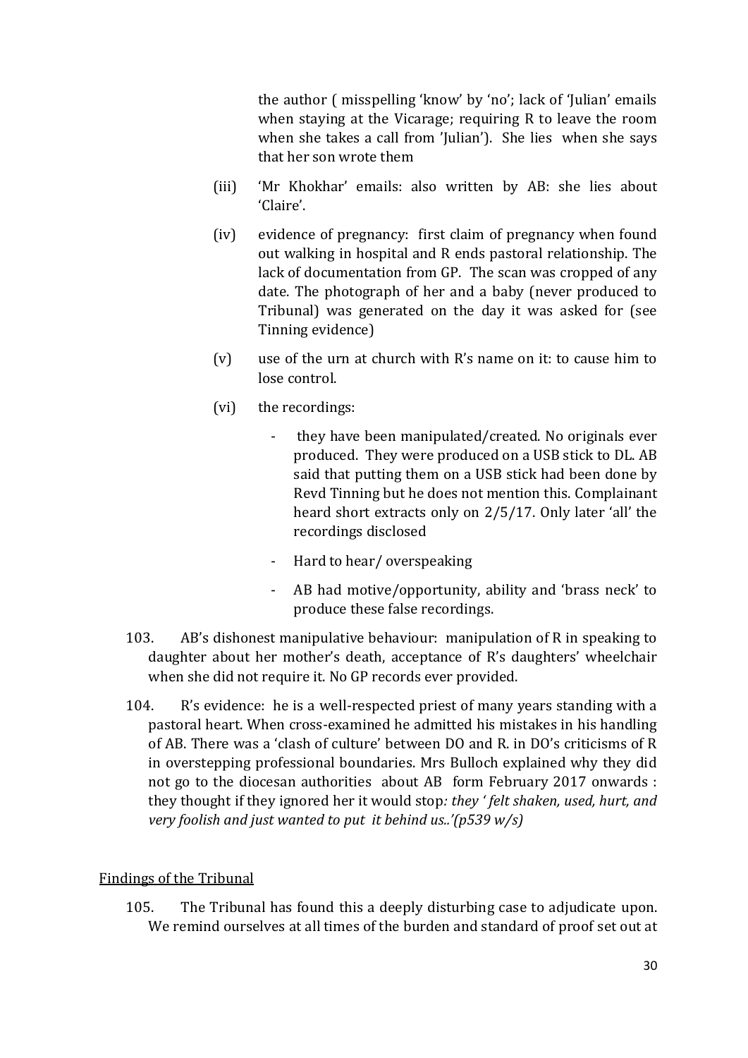the author ( misspelling 'know' by 'no'; lack of 'Julian' emails when staying at the Vicarage; requiring R to leave the room when she takes a call from 'Julian'). She lies when she says that her son wrote them

(iii) 'Mr Khokhar' emails: also written by AB: she lies about 'Claire'.

(iv) evidence of pregnancy: first claim of pregnancy when found out walking in hospital and R ends pastoral relationship. The lack of documentation from GP. The scan was cropped of any date. The photograph of her and a baby (never produced to Tribunal) was generated on the day it was asked for (see Tinning evidence)

(v) use of the urn at church with R's name on it: to cause him to lose control.

(vi) the recordings:

- they have been manipulated/created. No originals ever produced. They were produced on a USB stick to DL. AB said that putting them on a USB stick had been done by Revd Tinning but he does not mention this. Complainant heard short extracts only on 2/5/17. Only later 'all' the recordings disclosed
- Hard to hear/ overspeaking
- AB had motive/opportunity, ability and 'brass neck' to produce these false recordings.

103. AB's dishonest manipulative behaviour: manipulation of R in speaking to daughter about her mother's death, acceptance of R's daughters' wheelchair when she did not require it. No GP records ever provided.

104. R's evidence: he is a well-respected priest of many years standing with a pastoral heart. When cross-examined he admitted his mistakes in his handling of AB. There was a 'clash of culture' between DO and R. in DO's criticisms of R in overstepping professional boundaries. Mrs Bulloch explained why they did not go to the diocesan authorities about AB form February 2017 onwards : they thought if they ignored her it would stop*: they ' felt shaken, used, hurt, and very foolish and just wanted to put it behind us..'(p539 w/s)*

## Findings of the Tribunal

105. The Tribunal has found this a deeply disturbing case to adjudicate upon. We remind ourselves at all times of the burden and standard of proof set out at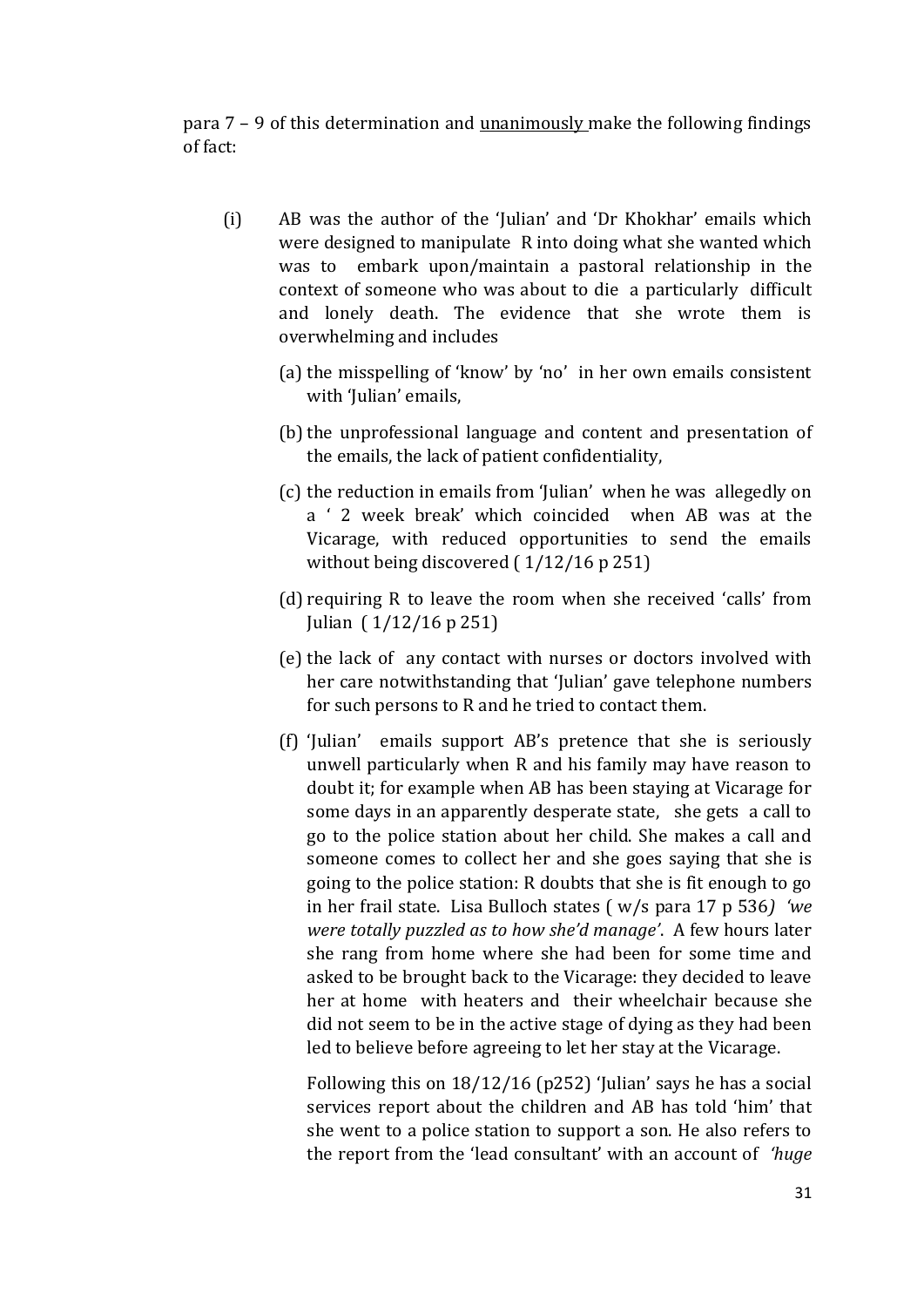para 7 – 9 of this determination and <u>unanimously</u> make the following findings of fact:

(i) AB was the author of the 'Julian' and 'Dr Khokhar' emails which were designed to manipulate R into doing what she wanted which was to embark upon/maintain a pastoral relationship in the context of someone who was about to die a particularly difficult and lonely death. The evidence that she wrote them is overwhelming and includes

(a) the misspelling of 'know' by 'no' in her own emails consistent with 'Julian' emails,

(b) the unprofessional language and content and presentation of the emails, the lack of patient confidentiality,

(c) the reduction in emails from 'Julian' when he was allegedly on a ' 2 week break' which coincided when AB was at the Vicarage, with reduced opportunities to send the emails without being discovered ( 1/12/16 p 251)

(d) requiring R to leave the room when she received 'calls' from Julian ( 1/12/16 p 251)

(e) the lack of any contact with nurses or doctors involved with her care notwithstanding that 'Julian' gave telephone numbers for such persons to R and he tried to contact them.

(f) 'Julian' emails support AB's pretence that she is seriously unwell particularly when R and his family may have reason to doubt it; for example when AB has been staying at Vicarage for some days in an apparently desperate state, she gets a call to go to the police station about her child. She makes a call and someone comes to collect her and she goes saying that she is going to the police station: R doubts that she is fit enough to go in her frail state. Lisa Bulloch states ( w/s para 17 p 536*) 'we were totally puzzled as to how she'd manage'*. A few hours later she rang from home where she had been for some time and asked to be brought back to the Vicarage: they decided to leave her at home with heaters and their wheelchair because she did not seem to be in the active stage of dying as they had been led to believe before agreeing to let her stay at the Vicarage.

   Following this on 18/12/16 (p252) 'Julian' says he has a social services report about the children and AB has told 'him' that she went to a police station to support a son. He also refers to the report from the 'lead consultant' with an account of *'huge*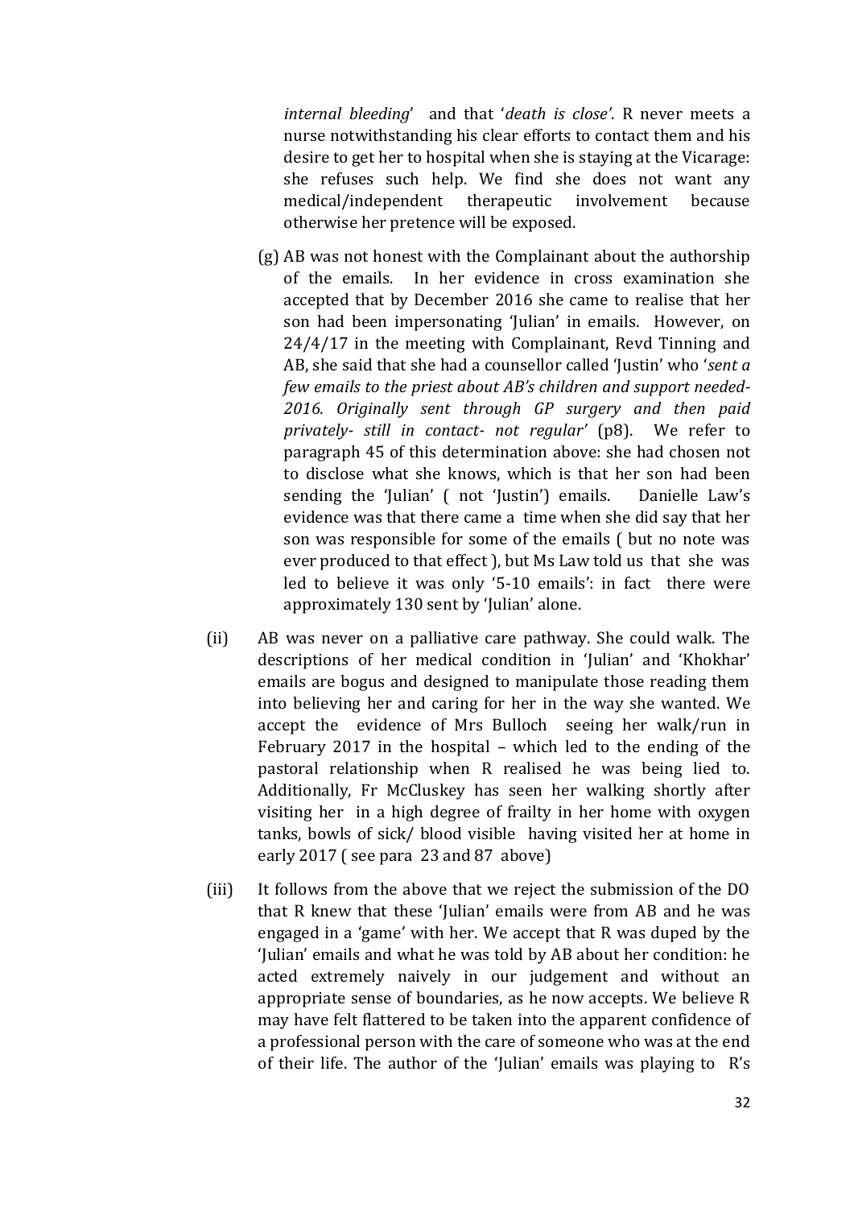*internal bleeding*' and that '*death is close*'. R never meets a nurse notwithstanding his clear efforts to contact them and his desire to get her to hospital when she is staying at the Vicarage: she refuses such help. We find she does not want any medical/independent therapeutic involvement because otherwise her pretence will be exposed.

(g) AB was not honest with the Complainant about the authorship of the emails. In her evidence in cross examination she accepted that by December 2016 she came to realise that her son had been impersonating 'Julian' in emails. However, on 24/4/17 in the meeting with Complainant, Revd Tinning and AB, she said that she had a counsellor called 'Justin' who '*sent a few emails to the priest about AB's children and support needed- 2016. Originally sent through GP surgery and then paid privately- still in contact- not regular*' (p8). We refer to paragraph 45 of this determination above: she had chosen not to disclose what she knows, which is that her son had been sending the 'Julian' ( not 'Justin') emails. Danielle Law's evidence was that there came a time when she did say that her son was responsible for some of the emails ( but no note was ever produced to that effect ), but Ms Law told us that she was led to believe it was only '5-10 emails': in fact there were approximately 130 sent by 'Julian' alone.

(ii) AB was never on a palliative care pathway. She could walk. The descriptions of her medical condition in 'Julian' and 'Khokhar' emails are bogus and designed to manipulate those reading them into believing her and caring for her in the way she wanted. We accept the evidence of Mrs Bulloch seeing her walk/run in February 2017 in the hospital – which led to the ending of the pastoral relationship when R realised he was being lied to. Additionally, Fr McCluskey has seen her walking shortly after visiting her in a high degree of frailty in her home with oxygen tanks, bowls of sick/ blood visible having visited her at home in early 2017 ( see para 23 and 87 above)

(iii) It follows from the above that we reject the submission of the DO that R knew that these 'Julian' emails were from AB and he was engaged in a 'game' with her. We accept that R was duped by the 'Julian' emails and what he was told by AB about her condition: he acted extremely naively in our judgement and without an appropriate sense of boundaries, as he now accepts. We believe R may have felt flattered to be taken into the apparent confidence of a professional person with the care of someone who was at the end of their life. The author of the 'Julian' emails was playing to R's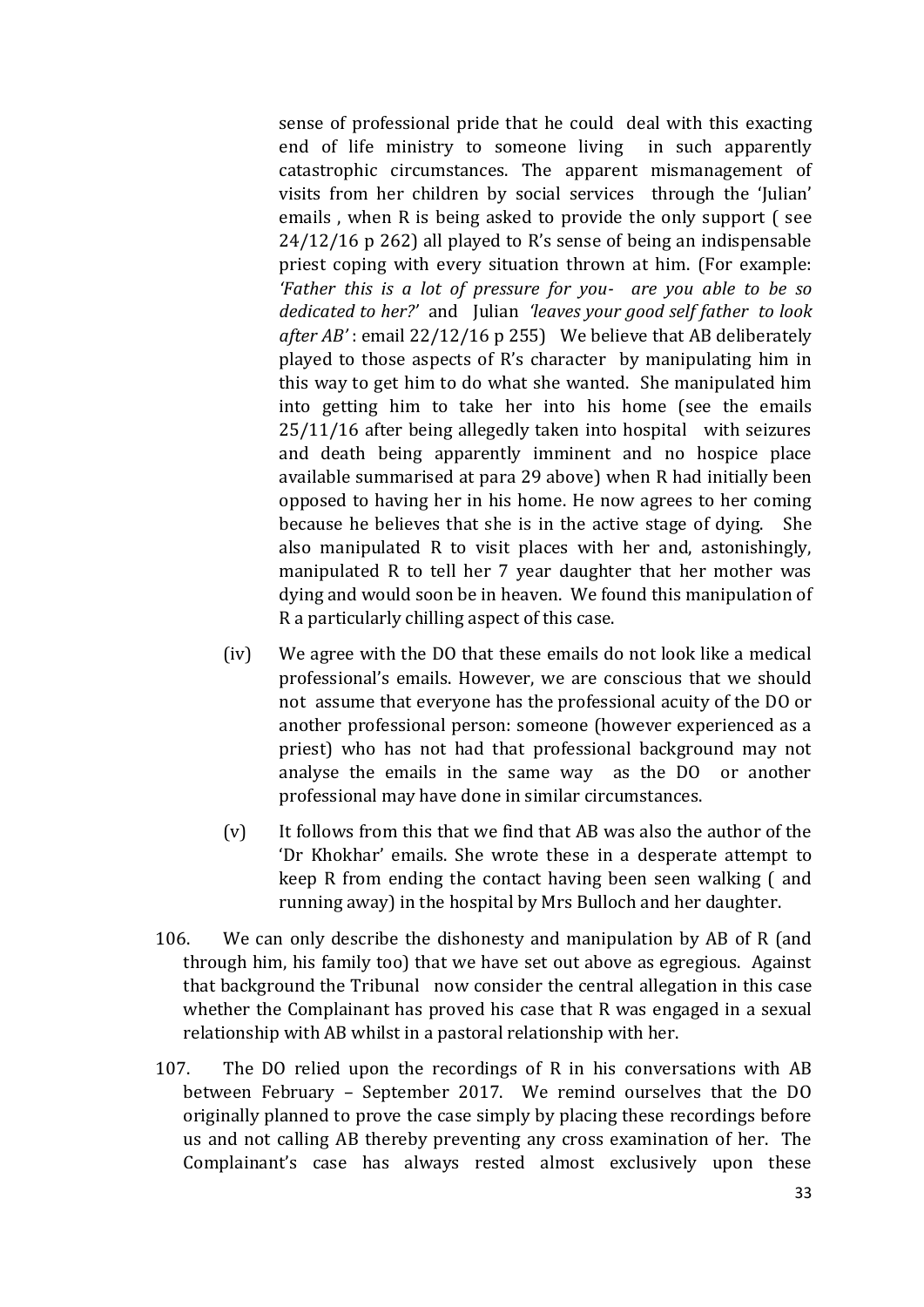sense of professional pride that he could deal with this exacting end of life ministry to someone living in such apparently catastrophic circumstances. The apparent mismanagement of visits from her children by social services through the 'Julian' emails , when R is being asked to provide the only support ( see 24/12/16 p 262) all played to R's sense of being an indispensable priest coping with every situation thrown at him. (For example: *'Father this is a lot of pressure for you- are you able to be so dedicated to her?'* and Julian *'leaves your good self father to look after AB'* : email 22/12/16 p 255) We believe that AB deliberately played to those aspects of R's character by manipulating him in this way to get him to do what she wanted. She manipulated him into getting him to take her into his home (see the emails 25/11/16 after being allegedly taken into hospital with seizures and death being apparently imminent and no hospice place available summarised at para 29 above) when R had initially been opposed to having her in his home. He now agrees to her coming because he believes that she is in the active stage of dying. She also manipulated R to visit places with her and, astonishingly, manipulated R to tell her 7 year daughter that her mother was dying and would soon be in heaven. We found this manipulation of R a particularly chilling aspect of this case.

(iv) We agree with the DO that these emails do not look like a medical professional's emails. However, we are conscious that we should not assume that everyone has the professional acuity of the DO or another professional person: someone (however experienced as a priest) who has not had that professional background may not analyse the emails in the same way as the DO or another professional may have done in similar circumstances.

(v) It follows from this that we find that AB was also the author of the 'Dr Khokhar' emails. She wrote these in a desperate attempt to keep R from ending the contact having been seen walking ( and running away) in the hospital by Mrs Bulloch and her daughter.

106. We can only describe the dishonesty and manipulation by AB of R (and through him, his family too) that we have set out above as egregious. Against that background the Tribunal now consider the central allegation in this case whether the Complainant has proved his case that R was engaged in a sexual relationship with AB whilst in a pastoral relationship with her.

107. The DO relied upon the recordings of R in his conversations with AB between February – September 2017. We remind ourselves that the DO originally planned to prove the case simply by placing these recordings before us and not calling AB thereby preventing any cross examination of her. The Complainant's case has always rested almost exclusively upon these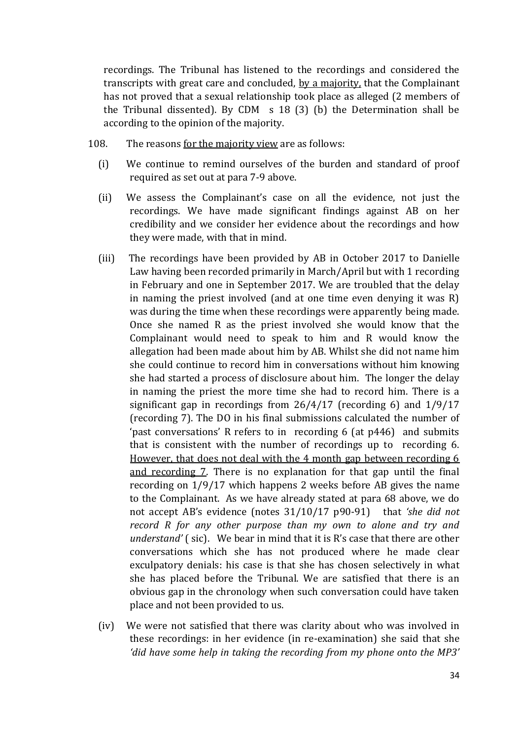recordings. The Tribunal has listened to the recordings and considered the transcripts with great care and concluded, <u>by a majority,</u> that the Complainant has not proved that a sexual relationship took place as alleged (2 members of the Tribunal dissented). By CDM s 18 (3) (b) the Determination shall be according to the opinion of the majority.

108. The reasons <u>for the majority view</u> are as follows:

(i) We continue to remind ourselves of the burden and standard of proof required as set out at para 7-9 above.

(ii) We assess the Complainant's case on all the evidence, not just the recordings. We have made significant findings against AB on her credibility and we consider her evidence about the recordings and how they were made, with that in mind.

(iii) The recordings have been provided by AB in October 2017 to Danielle Law having been recorded primarily in March/April but with 1 recording in February and one in September 2017. We are troubled that the delay in naming the priest involved (and at one time even denying it was R) was during the time when these recordings were apparently being made. Once she named R as the priest involved she would know that the Complainant would need to speak to him and R would know the allegation had been made about him by AB. Whilst she did not name him she could continue to record him in conversations without him knowing she had started a process of disclosure about him. The longer the delay in naming the priest the more time she had to record him. There is a significant gap in recordings from 26/4/17 (recording 6) and 1/9/17 (recording 7). The DO in his final submissions calculated the number of 'past conversations' R refers to in recording 6 (at p446) and submits that is consistent with the number of recordings up to recording 6. <u>However, that does not deal with the 4 month gap between recording 6 and recording 7</u>. There is no explanation for that gap until the final recording on 1/9/17 which happens 2 weeks before AB gives the name to the Complainant. As we have already stated at para 68 above, we do not accept AB's evidence (notes 31/10/17 p90-91) that *'she did not record R for any other purpose than my own to alone and try and understand'* ( sic). We bear in mind that it is R's case that there are other conversations which she has not produced where he made clear exculpatory denials: his case is that she has chosen selectively in what she has placed before the Tribunal. We are satisfied that there is an obvious gap in the chronology when such conversation could have taken place and not been provided to us.

(iv) We were not satisfied that there was clarity about who was involved in these recordings: in her evidence (in re-examination) she said that she *'did have some help in taking the recording from my phone onto the MP3'*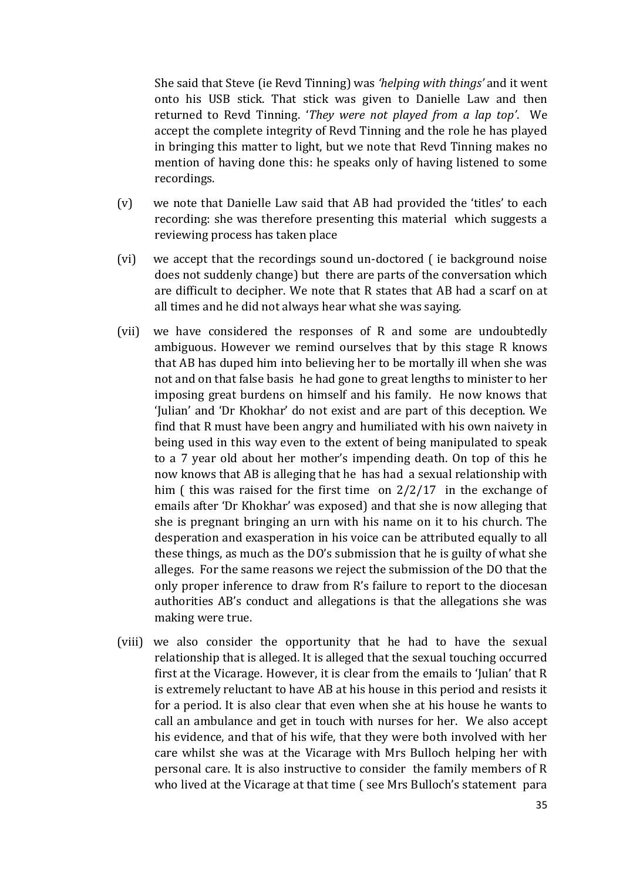She said that Steve (ie Revd Tinning) was *'helping with things'* and it went onto his USB stick. That stick was given to Danielle Law and then returned to Revd Tinning. '*They were not played from a lap top'*. We accept the complete integrity of Revd Tinning and the role he has played in bringing this matter to light, but we note that Revd Tinning makes no mention of having done this: he speaks only of having listened to some recordings.

(v) we note that Danielle Law said that AB had provided the 'titles' to each recording: she was therefore presenting this material which suggests a reviewing process has taken place

(vi) we accept that the recordings sound un-doctored ( ie background noise does not suddenly change) but there are parts of the conversation which are difficult to decipher. We note that R states that AB had a scarf on at all times and he did not always hear what she was saying.

(vii) we have considered the responses of R and some are undoubtedly ambiguous. However we remind ourselves that by this stage R knows that AB has duped him into believing her to be mortally ill when she was not and on that false basis he had gone to great lengths to minister to her imposing great burdens on himself and his family. He now knows that 'Julian' and 'Dr Khokhar' do not exist and are part of this deception. We find that R must have been angry and humiliated with his own naivety in being used in this way even to the extent of being manipulated to speak to a 7 year old about her mother's impending death. On top of this he now knows that AB is alleging that he has had a sexual relationship with him ( this was raised for the first time on 2/2/17 in the exchange of emails after 'Dr Khokhar' was exposed) and that she is now alleging that she is pregnant bringing an urn with his name on it to his church. The desperation and exasperation in his voice can be attributed equally to all these things, as much as the DO's submission that he is guilty of what she alleges. For the same reasons we reject the submission of the DO that the only proper inference to draw from R's failure to report to the diocesan authorities AB's conduct and allegations is that the allegations she was making were true.

(viii) we also consider the opportunity that he had to have the sexual relationship that is alleged. It is alleged that the sexual touching occurred first at the Vicarage. However, it is clear from the emails to 'Julian' that R is extremely reluctant to have AB at his house in this period and resists it for a period. It is also clear that even when she at his house he wants to call an ambulance and get in touch with nurses for her. We also accept his evidence, and that of his wife, that they were both involved with her care whilst she was at the Vicarage with Mrs Bulloch helping her with personal care. It is also instructive to consider the family members of R who lived at the Vicarage at that time ( see Mrs Bulloch's statement para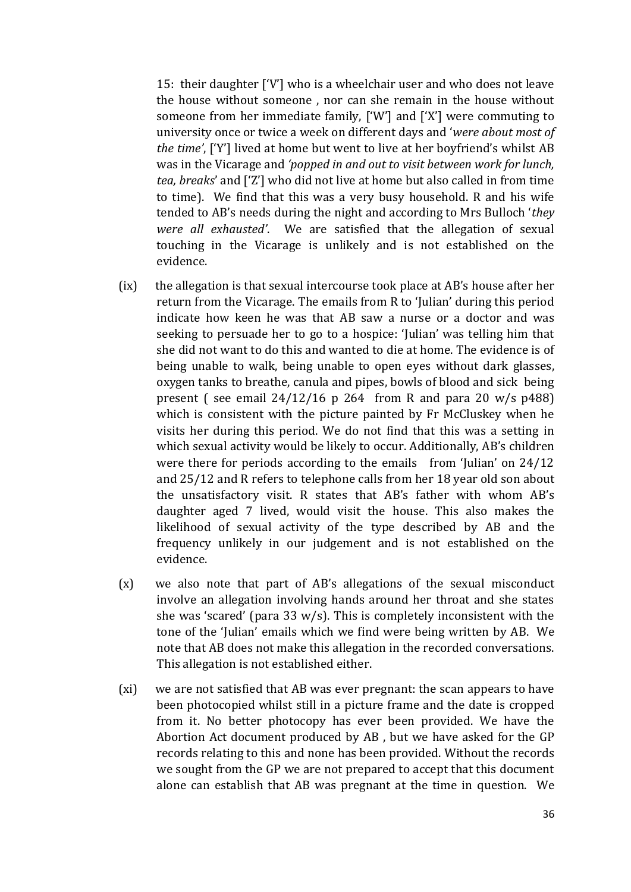15: their daughter ['V'] who is a wheelchair user and who does not leave the house without someone , nor can she remain in the house without someone from her immediate family, ['W'] and ['X'] were commuting to university once or twice a week on different days and '*were about most of the time*', ['Y'] lived at home but went to live at her boyfriend's whilst AB was in the Vicarage and *'popped in and out to visit between work for lunch, tea, breaks*' and ['Z'] who did not live at home but also called in from time to time). We find that this was a very busy household. R and his wife tended to AB's needs during the night and according to Mrs Bulloch '*they were all exhausted'*. We are satisfied that the allegation of sexual touching in the Vicarage is unlikely and is not established on the evidence.

(ix) the allegation is that sexual intercourse took place at AB's house after her return from the Vicarage. The emails from R to 'Julian' during this period indicate how keen he was that AB saw a nurse or a doctor and was seeking to persuade her to go to a hospice: 'Julian' was telling him that she did not want to do this and wanted to die at home. The evidence is of being unable to walk, being unable to open eyes without dark glasses, oxygen tanks to breathe, canula and pipes, bowls of blood and sick being present ( see email 24/12/16 p 264 from R and para 20 w/s p488) which is consistent with the picture painted by Fr McCluskey when he visits her during this period. We do not find that this was a setting in which sexual activity would be likely to occur. Additionally, AB's children were there for periods according to the emails from 'Julian' on 24/12 and 25/12 and R refers to telephone calls from her 18 year old son about the unsatisfactory visit. R states that AB's father with whom AB's daughter aged 7 lived, would visit the house. This also makes the likelihood of sexual activity of the type described by AB and the frequency unlikely in our judgement and is not established on the evidence.

(x) we also note that part of AB's allegations of the sexual misconduct involve an allegation involving hands around her throat and she states she was 'scared' (para 33 w/s). This is completely inconsistent with the tone of the 'Julian' emails which we find were being written by AB. We note that AB does not make this allegation in the recorded conversations. This allegation is not established either.

(xi) we are not satisfied that AB was ever pregnant: the scan appears to have been photocopied whilst still in a picture frame and the date is cropped from it. No better photocopy has ever been provided. We have the Abortion Act document produced by AB , but we have asked for the GP records relating to this and none has been provided. Without the records we sought from the GP we are not prepared to accept that this document alone can establish that AB was pregnant at the time in question. We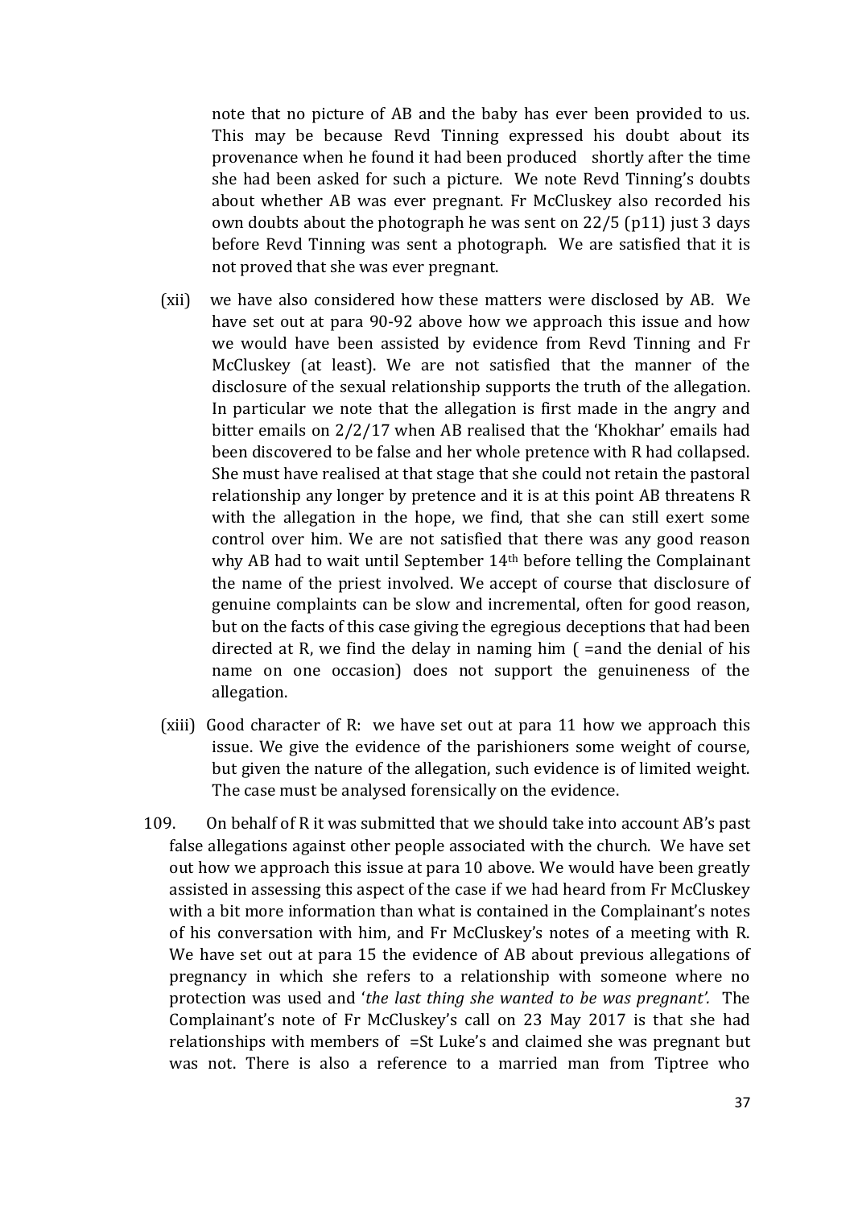note that no picture of AB and the baby has ever been provided to us. This may be because Revd Tinning expressed his doubt about its provenance when he found it had been produced shortly after the time she had been asked for such a picture. We note Revd Tinning's doubts about whether AB was ever pregnant. Fr McCluskey also recorded his own doubts about the photograph he was sent on 22/5 (p11) just 3 days before Revd Tinning was sent a photograph. We are satisfied that it is not proved that she was ever pregnant.

(xii) we have also considered how these matters were disclosed by AB. We have set out at para 90-92 above how we approach this issue and how we would have been assisted by evidence from Revd Tinning and Fr McCluskey (at least). We are not satisfied that the manner of the disclosure of the sexual relationship supports the truth of the allegation. In particular we note that the allegation is first made in the angry and bitter emails on 2/2/17 when AB realised that the 'Khokhar' emails had been discovered to be false and her whole pretence with R had collapsed. She must have realised at that stage that she could not retain the pastoral relationship any longer by pretence and it is at this point AB threatens R with the allegation in the hope, we find, that she can still exert some control over him. We are not satisfied that there was any good reason why AB had to wait until September 14th before telling the Complainant the name of the priest involved. We accept of course that disclosure of genuine complaints can be slow and incremental, often for good reason, but on the facts of this case giving the egregious deceptions that had been directed at R, we find the delay in naming him ( =and the denial of his name on one occasion) does not support the genuineness of the allegation.

(xiii) Good character of R: we have set out at para 11 how we approach this issue. We give the evidence of the parishioners some weight of course, but given the nature of the allegation, such evidence is of limited weight. The case must be analysed forensically on the evidence.

109. On behalf of R it was submitted that we should take into account AB's past false allegations against other people associated with the church. We have set out how we approach this issue at para 10 above. We would have been greatly assisted in assessing this aspect of the case if we had heard from Fr McCluskey with a bit more information than what is contained in the Complainant's notes of his conversation with him, and Fr McCluskey's notes of a meeting with R. We have set out at para 15 the evidence of AB about previous allegations of pregnancy in which she refers to a relationship with someone where no protection was used and '*the last thing she wanted to be was pregnant'.* The Complainant's note of Fr McCluskey's call on 23 May 2017 is that she had relationships with members of =St Luke's and claimed she was pregnant but was not. There is also a reference to a married man from Tiptree who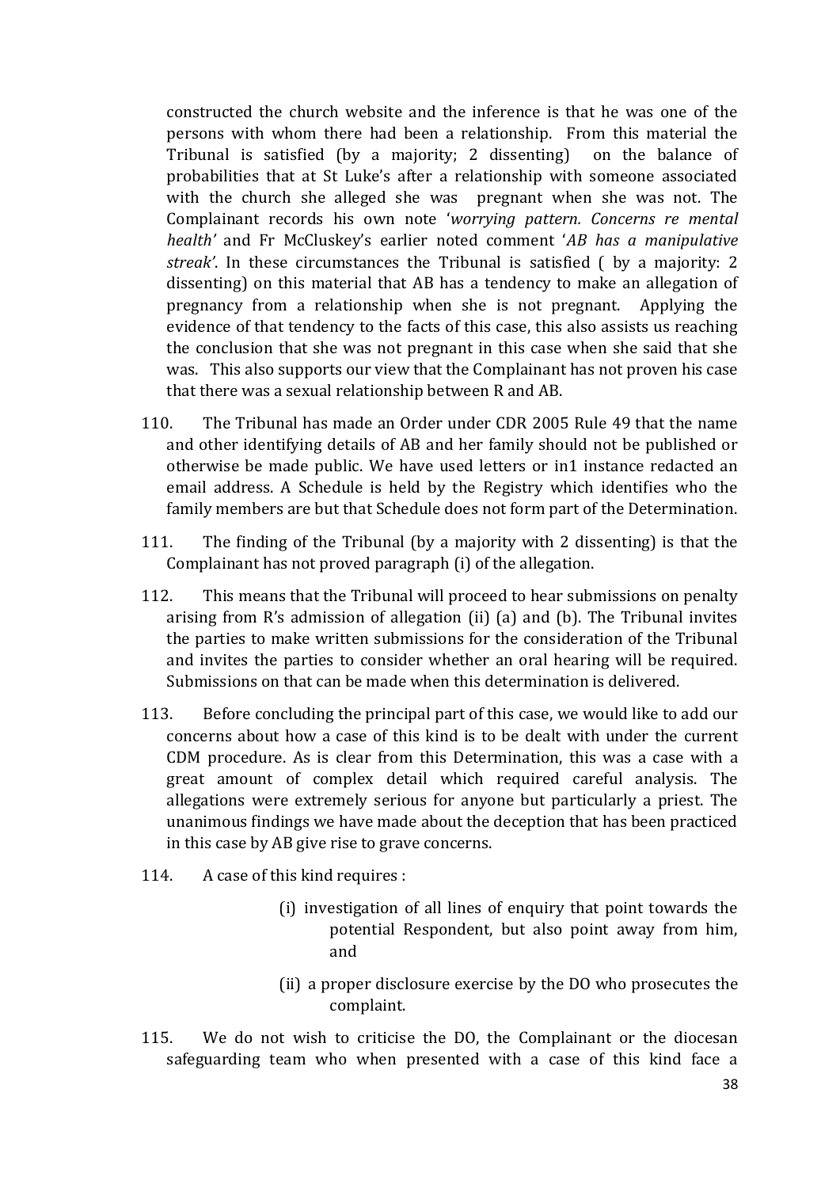constructed the church website and the inference is that he was one of the persons with whom there had been a relationship. From this material the Tribunal is satisfied (by a majority; 2 dissenting) on the balance of probabilities that at St Luke's after a relationship with someone associated with the church she alleged she was pregnant when she was not. The Complainant records his own note '*worrying pattern. Concerns re mental health'* and Fr McCluskey's earlier noted comment '*AB has a manipulative streak'*. In these circumstances the Tribunal is satisfied ( by a majority: 2 dissenting) on this material that AB has a tendency to make an allegation of pregnancy from a relationship when she is not pregnant. Applying the evidence of that tendency to the facts of this case, this also assists us reaching the conclusion that she was not pregnant in this case when she said that she was. This also supports our view that the Complainant has not proven his case that there was a sexual relationship between R and AB.

110. The Tribunal has made an Order under CDR 2005 Rule 49 that the name and other identifying details of AB and her family should not be published or otherwise be made public. We have used letters or in1 instance redacted an email address. A Schedule is held by the Registry which identifies who the family members are but that Schedule does not form part of the Determination.

111. The finding of the Tribunal (by a majority with 2 dissenting) is that the Complainant has not proved paragraph (i) of the allegation.

112. This means that the Tribunal will proceed to hear submissions on penalty arising from R's admission of allegation (ii) (a) and (b). The Tribunal invites the parties to make written submissions for the consideration of the Tribunal and invites the parties to consider whether an oral hearing will be required. Submissions on that can be made when this determination is delivered.

113. Before concluding the principal part of this case, we would like to add our concerns about how a case of this kind is to be dealt with under the current CDM procedure. As is clear from this Determination, this was a case with a great amount of complex detail which required careful analysis. The allegations were extremely serious for anyone but particularly a priest. The unanimous findings we have made about the deception that has been practiced in this case by AB give rise to grave concerns.

114. A case of this kind requires :

   (i) investigation of all lines of enquiry that point towards the potential Respondent, but also point away from him, and

   (ii) a proper disclosure exercise by the DO who prosecutes the complaint.

115. We do not wish to criticise the DO, the Complainant or the diocesan safeguarding team who when presented with a case of this kind face a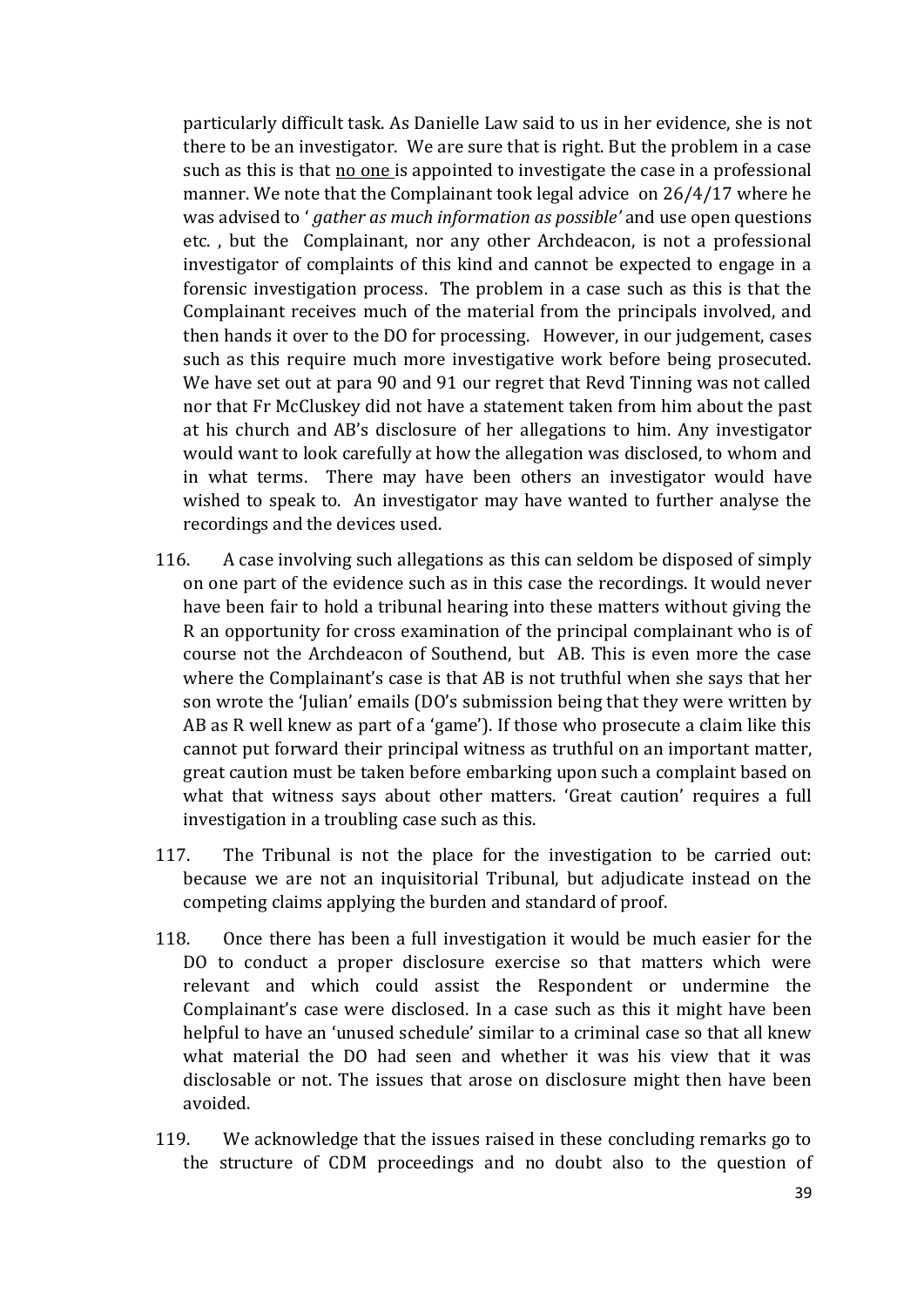particularly difficult task. As Danielle Law said to us in her evidence, she is not there to be an investigator. We are sure that is right. But the problem in a case such as this is that no one is appointed to investigate the case in a professional manner. We note that the Complainant took legal advice on 26/4/17 where he was advised to '*gather as much information as possible'* and use open questions etc. , but the Complainant, nor any other Archdeacon, is not a professional investigator of complaints of this kind and cannot be expected to engage in a forensic investigation process. The problem in a case such as this is that the Complainant receives much of the material from the principals involved, and then hands it over to the DO for processing. However, in our judgement, cases such as this require much more investigative work before being prosecuted. We have set out at para 90 and 91 our regret that Revd Tinning was not called nor that Fr McCluskey did not have a statement taken from him about the past at his church and AB's disclosure of her allegations to him. Any investigator would want to look carefully at how the allegation was disclosed, to whom and in what terms. There may have been others an investigator would have wished to speak to. An investigator may have wanted to further analyse the recordings and the devices used.

116. A case involving such allegations as this can seldom be disposed of simply on one part of the evidence such as in this case the recordings. It would never have been fair to hold a tribunal hearing into these matters without giving the R an opportunity for cross examination of the principal complainant who is of course not the Archdeacon of Southend, but AB. This is even more the case where the Complainant's case is that AB is not truthful when she says that her son wrote the 'Julian' emails (DO's submission being that they were written by AB as R well knew as part of a 'game'). If those who prosecute a claim like this cannot put forward their principal witness as truthful on an important matter, great caution must be taken before embarking upon such a complaint based on what that witness says about other matters. 'Great caution' requires a full investigation in a troubling case such as this.

117. The Tribunal is not the place for the investigation to be carried out: because we are not an inquisitorial Tribunal, but adjudicate instead on the competing claims applying the burden and standard of proof.

118. Once there has been a full investigation it would be much easier for the DO to conduct a proper disclosure exercise so that matters which were relevant and which could assist the Respondent or undermine the Complainant's case were disclosed. In a case such as this it might have been helpful to have an 'unused schedule' similar to a criminal case so that all knew what material the DO had seen and whether it was his view that it was disclosable or not. The issues that arose on disclosure might then have been avoided.

119. We acknowledge that the issues raised in these concluding remarks go to the structure of CDM proceedings and no doubt also to the question of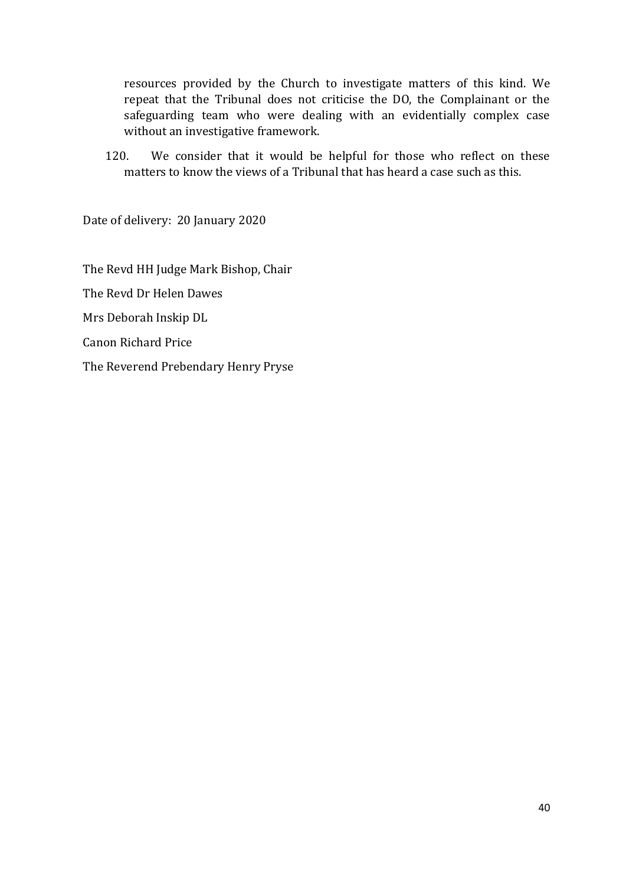resources provided by the Church to investigate matters of this kind. We repeat that the Tribunal does not criticise the DO, the Complainant or the safeguarding team who were dealing with an evidentially complex case without an investigative framework.

120. We consider that it would be helpful for those who reflect on these matters to know the views of a Tribunal that has heard a case such as this.

Date of delivery: 20 January 2020

The Revd HH Judge Mark Bishop, Chair

The Revd Dr Helen Dawes

Mrs Deborah Inskip DL

Canon Richard Price

The Reverend Prebendary Henry Pryse